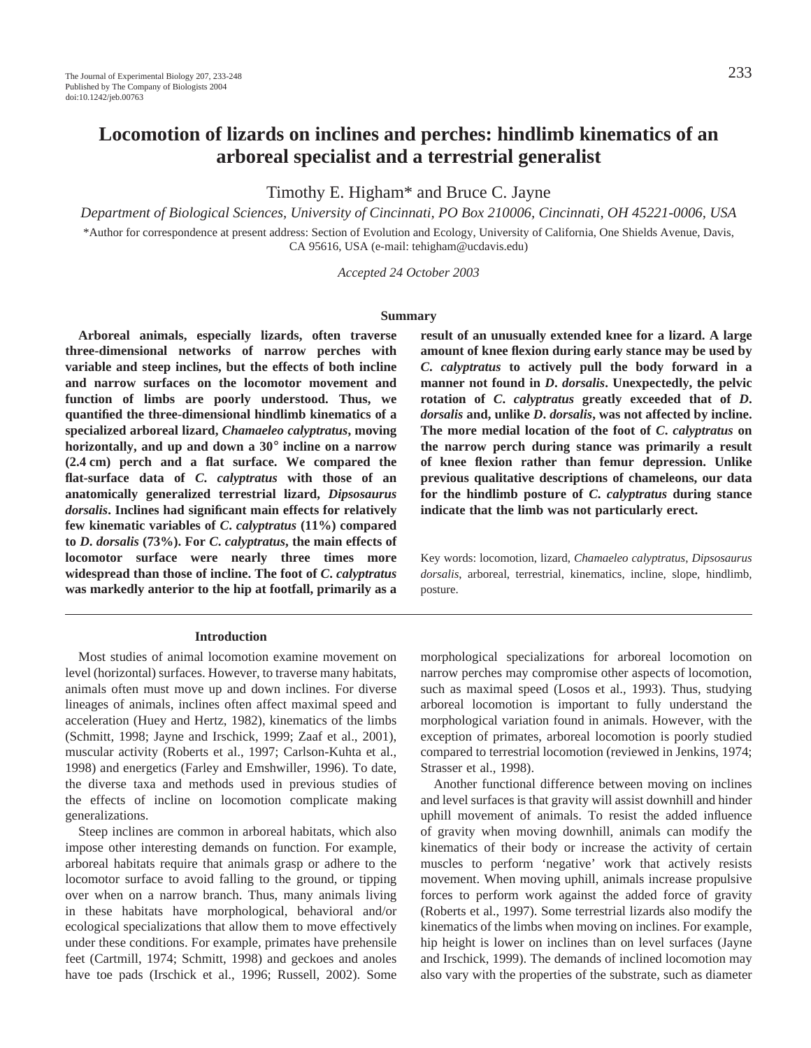# Locomotion of lizards on inclines and perches: hindlimb kinematics of an arboreal specialist and a terrestrial generalist

Timothy E. Higham* and Bruce C. Jayne

*Department of Biological Sciences, University of Cincinnati, PO Box 210006, Cincinnati, OH 45221-0006, USA*

*Author for correspondence at present address: Section of Evolution and Ecology, University of California, One Shields Avenue, Davis, CA 95616, USA (e-mail: tehigham@ucdavis.edu)

*Accepted 24 October 2003*

## Summary

**Arboreal animals, especially lizards, often traverse three-dimensional networks of narrow perches with variable and steep inclines, but the effects of both incline and narrow surfaces on the locomotor movement and function of limbs are poorly understood. Thus, we quantified the three-dimensional hindlimb kinematics of a specialized arboreal lizard, *Chamaeleo calyptratus*, moving horizontally, and up and down a 30° incline on a narrow (2.4 cm) perch and a flat surface. We compared the flat-surface data of *C. calyptratus* with those of an anatomically generalized terrestrial lizard, *Dipsosaurus dorsalis*. Inclines had significant main effects for relatively few kinematic variables of *C. calyptratus* (11%) compared to *D. dorsalis* (73%). For *C. calyptratus*, the main effects of locomotor surface were nearly three times more widespread than those of incline. The foot of *C. calyptratus* was markedly anterior to the hip at footfall, primarily as a result of an unusually extended knee for a lizard. A large amount of knee flexion during early stance may be used by *C. calyptratus* to actively pull the body forward in a manner not found in *D. dorsalis*. Unexpectedly, the pelvic rotation of *C. calyptratus* greatly exceeded that of *D. dorsalis* and, unlike *D. dorsalis*, was not affected by incline. The more medial location of the foot of *C. calyptratus* on the narrow perch during stance was primarily a result of knee flexion rather than femur depression. Unlike previous qualitative descriptions of chameleons, our data for the hindlimb posture of *C. calyptratus* during stance indicate that the limb was not particularly erect.**

Key words: locomotion, lizard, *Chamaeleo calyptratus*, *Dipsosaurus dorsalis*, arboreal, terrestrial, kinematics, incline, slope, hindlimb, posture.

## Introduction

Most studies of animal locomotion examine movement on level (horizontal) surfaces. However, to traverse many habitats, animals often must move up and down inclines. For diverse lineages of animals, inclines often affect maximal speed and acceleration (Huey and Hertz, 1982), kinematics of the limbs (Schmitt, 1998; Jayne and Irschick, 1999; Zaaf et al., 2001), muscular activity (Roberts et al., 1997; Carlson-Kuhta et al., 1998) and energetics (Farley and Emshwiller, 1996). To date, the diverse taxa and methods used in previous studies of the effects of incline on locomotion complicate making generalizations.

Steep inclines are common in arboreal habitats, which also impose other interesting demands on function. For example, arboreal habitats require that animals grasp or adhere to the locomotor surface to avoid falling to the ground, or tipping over when on a narrow branch. Thus, many animals living in these habitats have morphological, behavioral and/or ecological specializations that allow them to move effectively under these conditions. For example, primates have prehensile feet (Cartmill, 1974; Schmitt, 1998) and geckoes and anoles have toe pads (Irschick et al., 1996; Russell, 2002). Some morphological specializations for arboreal locomotion on narrow perches may compromise other aspects of locomotion, such as maximal speed (Losos et al., 1993). Thus, studying arboreal locomotion is important to fully understand the morphological variation found in animals. However, with the exception of primates, arboreal locomotion is poorly studied compared to terrestrial locomotion (reviewed in Jenkins, 1974; Strasser et al., 1998).

Another functional difference between moving on inclines and level surfaces is that gravity will assist downhill and hinder uphill movement of animals. To resist the added influence of gravity when moving downhill, animals can modify the kinematics of their body or increase the activity of certain muscles to perform 'negative' work that actively resists movement. When moving uphill, animals increase propulsive forces to perform work against the added force of gravity (Roberts et al., 1997). Some terrestrial lizards also modify the kinematics of the limbs when moving on inclines. For example, hip height is lower on inclines than on level surfaces (Jayne and Irschick, 1999). The demands of inclined locomotion may also vary with the properties of the substrate, such as diameter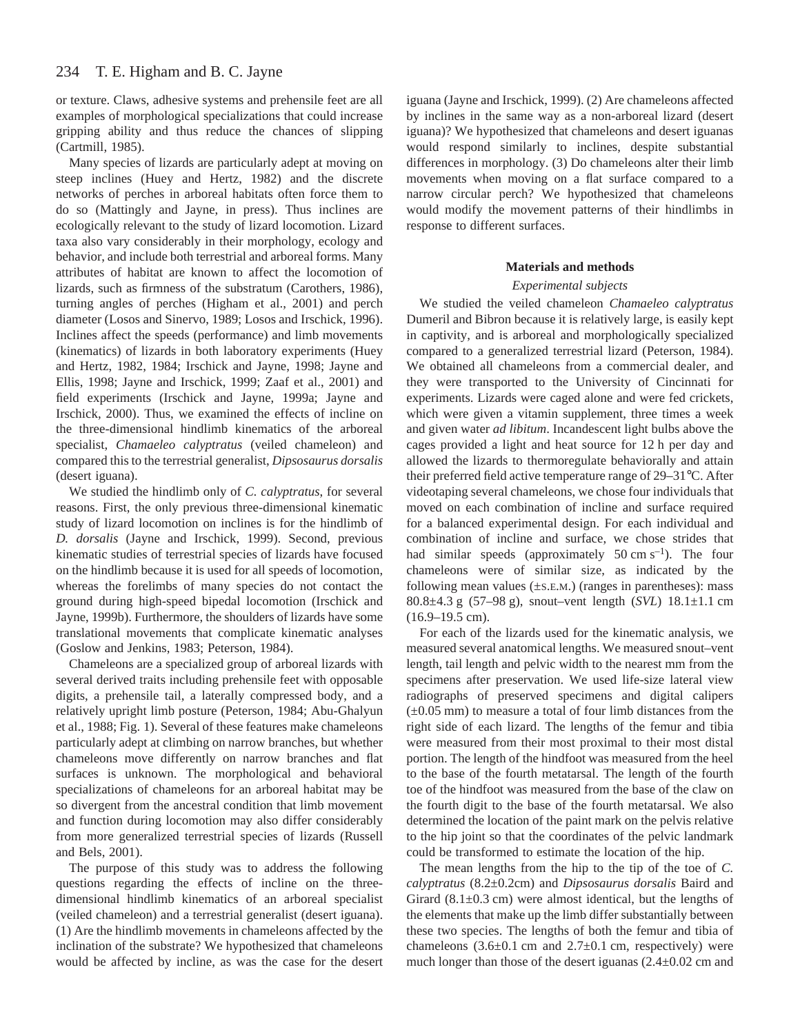or texture. Claws, adhesive systems and prehensile feet are all examples of morphological specializations that could increase gripping ability and thus reduce the chances of slipping (Cartmill, 1985).

Many species of lizards are particularly adept at moving on steep inclines (Huey and Hertz, 1982) and the discrete networks of perches in arboreal habitats often force them to do so (Mattingly and Jayne, in press). Thus inclines are ecologically relevant to the study of lizard locomotion. Lizard taxa also vary considerably in their morphology, ecology and behavior, and include both terrestrial and arboreal forms. Many attributes of habitat are known to affect the locomotion of lizards, such as firmness of the substratum (Carothers, 1986), turning angles of perches (Higham et al., 2001) and perch diameter (Losos and Sinervo, 1989; Losos and Irschick, 1996). Inclines affect the speeds (performance) and limb movements (kinematics) of lizards in both laboratory experiments (Huey and Hertz, 1982, 1984; Irschick and Jayne, 1998; Jayne and Ellis, 1998; Jayne and Irschick, 1999; Zaaf et al., 2001) and field experiments (Irschick and Jayne, 1999a; Jayne and Irschick, 2000). Thus, we examined the effects of incline on the three-dimensional hindlimb kinematics of the arboreal specialist, *Chamaeleo calyptratus* (veiled chameleon) and compared this to the terrestrial generalist, *Dipsosaurus dorsalis* (desert iguana).

We studied the hindlimb only of *C. calyptratus*, for several reasons. First, the only previous three-dimensional kinematic study of lizard locomotion on inclines is for the hindlimb of *D. dorsalis* (Jayne and Irschick, 1999). Second, previous kinematic studies of terrestrial species of lizards have focused on the hindlimb because it is used for all speeds of locomotion, whereas the forelimbs of many species do not contact the ground during high-speed bipedal locomotion (Irschick and Jayne, 1999b). Furthermore, the shoulders of lizards have some translational movements that complicate kinematic analyses (Goslow and Jenkins, 1983; Peterson, 1984).

Chameleons are a specialized group of arboreal lizards with several derived traits including prehensile feet with opposable digits, a prehensile tail, a laterally compressed body, and a relatively upright limb posture (Peterson, 1984; Abu-Ghalyun et al., 1988; Fig. 1). Several of these features make chameleons particularly adept at climbing on narrow branches, but whether chameleons move differently on narrow branches and flat surfaces is unknown. The morphological and behavioral specializations of chameleons for an arboreal habitat may be so divergent from the ancestral condition that limb movement and function during locomotion may also differ considerably from more generalized terrestrial species of lizards (Russell and Bels, 2001).

The purpose of this study was to address the following questions regarding the effects of incline on the three-dimensional hindlimb kinematics of an arboreal specialist (veiled chameleon) and a terrestrial generalist (desert iguana). (1) Are the hindlimb movements in chameleons affected by the inclination of the substrate? We hypothesized that chameleons would be affected by incline, as was the case for the desert iguana (Jayne and Irschick, 1999). (2) Are chameleons affected by inclines in the same way as a non-arboreal lizard (desert iguana)? We hypothesized that chameleons and desert iguanas would respond similarly to inclines, despite substantial differences in morphology. (3) Do chameleons alter their limb movements when moving on a flat surface compared to a narrow circular perch? We hypothesized that chameleons would modify the movement patterns of their hindlimbs in response to different surfaces.

## Materials and methods

### Experimental subjects

We studied the veiled chameleon *Chamaeleo calyptratus* Dumeril and Bibron because it is relatively large, is easily kept in captivity, and is arboreal and morphologically specialized compared to a generalized terrestrial lizard (Peterson, 1984). We obtained all chameleons from a commercial dealer, and they were transported to the University of Cincinnati for experiments. Lizards were caged alone and were fed crickets, which were given a vitamin supplement, three times a week and given water *ad libitum*. Incandescent light bulbs above the cages provided a light and heat source for 12 h per day and allowed the lizards to thermoregulate behaviorally and attain their preferred field active temperature range of 29–31°C. After videotaping several chameleons, we chose four individuals that moved on each combination of incline and surface required for a balanced experimental design. For each individual and combination of incline and surface, we chose strides that had similar speeds (approximately 50 cm s$^{-1}$). The four chameleons were of similar size, as indicated by the following mean values (±S.E.M.) (ranges in parentheses): mass 80.8±4.3 g (57–98 g), snout–vent length (*SVL*) 18.1±1.1 cm (16.9–19.5 cm).

For each of the lizards used for the kinematic analysis, we measured several anatomical lengths. We measured snout–vent length, tail length and pelvic width to the nearest mm from the specimens after preservation. We used life-size lateral view radiographs of preserved specimens and digital calipers (±0.05 mm) to measure a total of four limb distances from the right side of each lizard. The lengths of the femur and tibia were measured from their most proximal to their most distal portion. The length of the hindfoot was measured from the heel to the base of the fourth metatarsal. The length of the fourth toe of the hindfoot was measured from the base of the claw on the fourth digit to the base of the fourth metatarsal. We also determined the location of the paint mark on the pelvis relative to the hip joint so that the coordinates of the pelvic landmark could be transformed to estimate the location of the hip.

The mean lengths from the hip to the tip of the toe of *C. calyptratus* (8.2±0.2cm) and *Dipsosaurus dorsalis* Baird and Girard (8.1±0.3 cm) were almost identical, but the lengths of the elements that make up the limb differ substantially between these two species. The lengths of both the femur and tibia of chameleons (3.6±0.1 cm and 2.7±0.1 cm, respectively) were much longer than those of the desert iguanas (2.4±0.02 cm and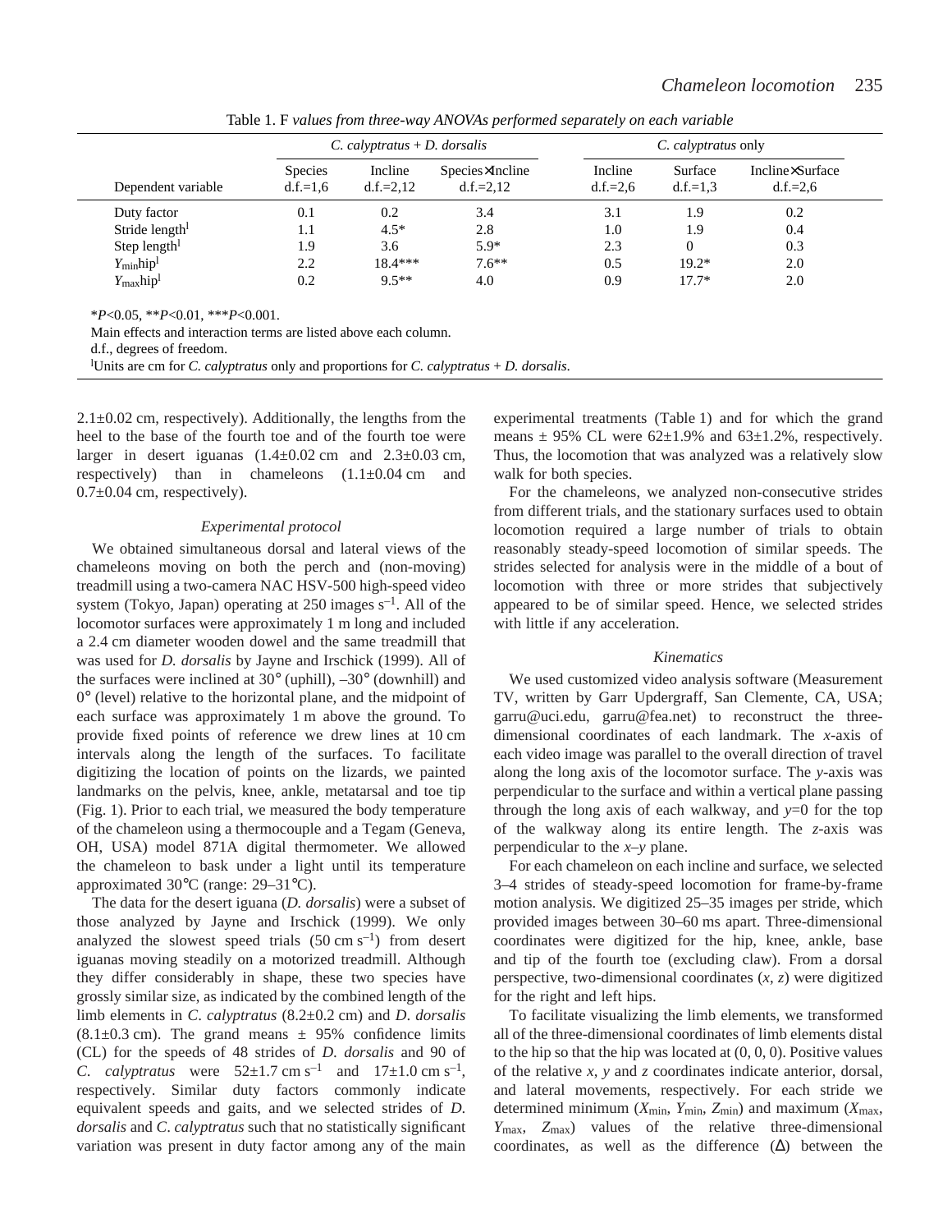Table 1. F *values from three-way ANOVAs performed separately on each variable*

| | *C. calyptratus* + *D. dorsalis* | | | *C. calyptratus* only | | |
|---|---|---|---|---|---|---|
| Dependent variable | Species d.f.=1,6 | Incline d.f.=2,12 | Species×Incline d.f.=2,12 | Incline d.f.=2,6 | Surface d.f.=1,3 | Incline×Surface d.f.=2,6 |
| Duty factor | 0.1 | 0.2 | 3.4 | 3.1 | 1.9 | 0.2 |
| Stride length[l] | 1.1 | 4.5* | 2.8 | 1.0 | 1.9 | 0.4 |
| Step length[l] | 1.9 | 3.6 | 5.9* | 2.3 | 0 | 0.3 |
| $Y_{min}$hip[l] | 2.2 | 18.4*** | 7.6** | 0.5 | 19.2* | 2.0 |
| $Y_{max}$hip[l] | 0.2 | 9.5** | 4.0 | 0.9 | 17.7* | 2.0 |

*$P<0.05$, **$P<0.01$, ***$P<0.001$.

Main effects and interaction terms are listed above each column.

d.f., degrees of freedom.

[l]Units are cm for *C. calyptratus* only and proportions for *C. calyptratus* + *D. dorsalis*.

2.1±0.02 cm, respectively). Additionally, the lengths from the heel to the base of the fourth toe and of the fourth toe were larger in desert iguanas (1.4±0.02 cm and 2.3±0.03 cm, respectively) than in chameleons (1.1±0.04 cm and 0.7±0.04 cm, respectively).

### *Experimental protocol*

We obtained simultaneous dorsal and lateral views of the chameleons moving on both the perch and (non-moving) treadmill using a two-camera NAC HSV-500 high-speed video system (Tokyo, Japan) operating at 250 images $s^{-1}$. All of the locomotor surfaces were approximately 1 m long and included a 2.4 cm diameter wooden dowel and the same treadmill that was used for *D. dorsalis* by Jayne and Irschick (1999). All of the surfaces were inclined at 30° (uphill), –30° (downhill) and 0° (level) relative to the horizontal plane, and the midpoint of each surface was approximately 1 m above the ground. To provide fixed points of reference we drew lines at 10 cm intervals along the length of the surfaces. To facilitate digitizing the location of points on the lizards, we painted landmarks on the pelvis, knee, ankle, metatarsal and toe tip (Fig. 1). Prior to each trial, we measured the body temperature of the chameleon using a thermocouple and a Tegam (Geneva, OH, USA) model 871A digital thermometer. We allowed the chameleon to bask under a light until its temperature approximated 30°C (range: 29–31°C).

The data for the desert iguana (*D. dorsalis*) were a subset of those analyzed by Jayne and Irschick (1999). We only analyzed the slowest speed trials (50 cm $s^{-1}$) from desert iguanas moving steadily on a motorized treadmill. Although they differ considerably in shape, these two species have grossly similar size, as indicated by the combined length of the limb elements in *C. calyptratus* (8.2±0.2 cm) and *D. dorsalis* (8.1±0.3 cm). The grand means ± 95% confidence limits (CL) for the speeds of 48 strides of *D. dorsalis* and 90 of *C. calyptratus* were 52±1.7 cm $s^{-1}$ and 17±1.0 cm $s^{-1}$, respectively. Similar duty factors commonly indicate equivalent speeds and gaits, and we selected strides of *D. dorsalis* and *C. calyptratus* such that no statistically significant variation was present in duty factor among any of the main experimental treatments (Table 1) and for which the grand means ± 95% CL were 62±1.9% and 63±1.2%, respectively. Thus, the locomotion that was analyzed was a relatively slow walk for both species.

For the chameleons, we analyzed non-consecutive strides from different trials, and the stationary surfaces used to obtain locomotion required a large number of trials to obtain reasonably steady-speed locomotion of similar speeds. The strides selected for analysis were in the middle of a bout of locomotion with three or more strides that subjectively appeared to be of similar speed. Hence, we selected strides with little if any acceleration.

### *Kinematics*

We used customized video analysis software (Measurement TV, written by Garr Updergraff, San Clemente, CA, USA; garru@uci.edu, garru@fea.net) to reconstruct the three-dimensional coordinates of each landmark. The *x*-axis of each video image was parallel to the overall direction of travel along the long axis of the locomotor surface. The *y*-axis was perpendicular to the surface and within a vertical plane passing through the long axis of each walkway, and $y=0$ for the top of the walkway along its entire length. The *z*-axis was perpendicular to the *x*–*y* plane.

For each chameleon on each incline and surface, we selected 3–4 strides of steady-speed locomotion for frame-by-frame motion analysis. We digitized 25–35 images per stride, which provided images between 30–60 ms apart. Three-dimensional coordinates were digitized for the hip, knee, ankle, base and tip of the fourth toe (excluding claw). From a dorsal perspective, two-dimensional coordinates (*x*, *z*) were digitized for the right and left hips.

To facilitate visualizing the limb elements, we transformed all of the three-dimensional coordinates of limb elements distal to the hip so that the hip was located at (0, 0, 0). Positive values of the relative *x*, *y* and *z* coordinates indicate anterior, dorsal, and lateral movements, respectively. For each stride we determined minimum ($X_{min}$, $Y_{min}$, $Z_{min}$) and maximum ($X_{max}$, $Y_{max}$, $Z_{max}$) values of the relative three-dimensional coordinates, as well as the difference (Δ) between the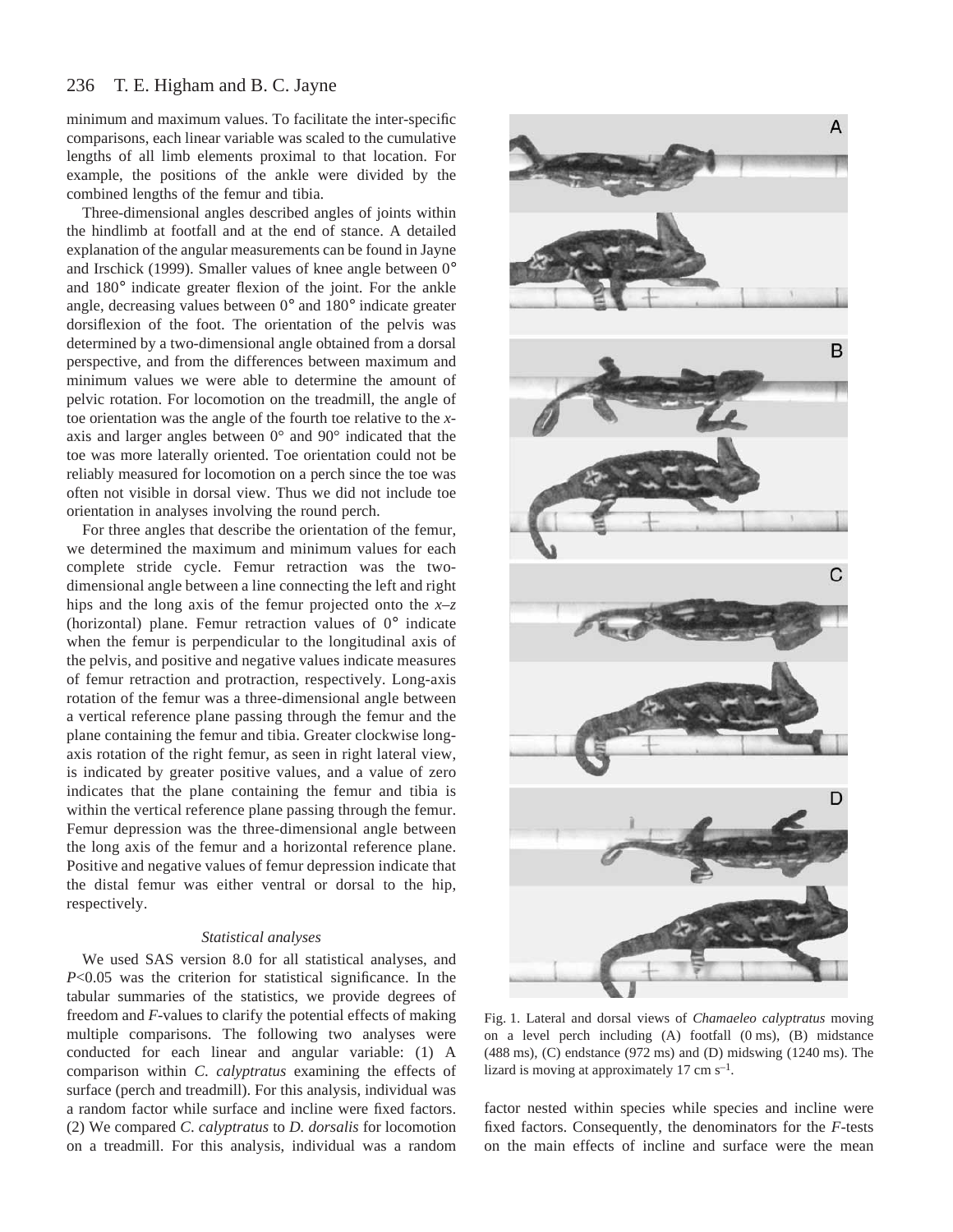minimum and maximum values. To facilitate the inter-specific comparisons, each linear variable was scaled to the cumulative lengths of all limb elements proximal to that location. For example, the positions of the ankle were divided by the combined lengths of the femur and tibia.

Three-dimensional angles described angles of joints within the hindlimb at footfall and at the end of stance. A detailed explanation of the angular measurements can be found in Jayne and Irschick (1999). Smaller values of knee angle between 0° and 180° indicate greater flexion of the joint. For the ankle angle, decreasing values between 0° and 180° indicate greater dorsiflexion of the foot. The orientation of the pelvis was determined by a two-dimensional angle obtained from a dorsal perspective, and from the differences between maximum and minimum values we were able to determine the amount of pelvic rotation. For locomotion on the treadmill, the angle of toe orientation was the angle of the fourth toe relative to the *x*-axis and larger angles between 0° and 90° indicated that the toe was more laterally oriented. Toe orientation could not be reliably measured for locomotion on a perch since the toe was often not visible in dorsal view. Thus we did not include toe orientation in analyses involving the round perch.

For three angles that describe the orientation of the femur, we determined the maximum and minimum values for each complete stride cycle. Femur retraction was the two-dimensional angle between a line connecting the left and right hips and the long axis of the femur projected onto the *x*–*z* (horizontal) plane. Femur retraction values of 0° indicate when the femur is perpendicular to the longitudinal axis of the pelvis, and positive and negative values indicate measures of femur retraction and protraction, respectively. Long-axis rotation of the femur was a three-dimensional angle between a vertical reference plane passing through the femur and the plane containing the femur and tibia. Greater clockwise long-axis rotation of the right femur, as seen in right lateral view, is indicated by greater positive values, and a value of zero indicates that the plane containing the femur and tibia is within the vertical reference plane passing through the femur. Femur depression was the three-dimensional angle between the long axis of the femur and a horizontal reference plane. Positive and negative values of femur depression indicate that the distal femur was either ventral or dorsal to the hip, respectively.

### *Statistical analyses*

We used SAS version 8.0 for all statistical analyses, and $P<0.05$ was the criterion for statistical significance. In the tabular summaries of the statistics, we provide degrees of freedom and *F*-values to clarify the potential effects of making multiple comparisons. The following two analyses were conducted for each linear and angular variable: (1) A comparison within *C. calyptratus* examining the effects of surface (perch and treadmill). For this analysis, individual was a random factor while surface and incline were fixed factors. (2) We compared *C. calyptratus* to *D. dorsalis* for locomotion on a treadmill. For this analysis, individual was a random factor nested within species while species and incline were fixed factors. Consequently, the denominators for the *F*-tests on the main effects of incline and surface were the mean

A

B

C

D

Fig. 1. Lateral and dorsal views of *Chamaeleo calyptratus* moving on a level perch including (A) footfall (0 ms), (B) midstance (488 ms), (C) endstance (972 ms) and (D) midswing (1240 ms). The lizard is moving at approximately 17 cm $s^{-1}$.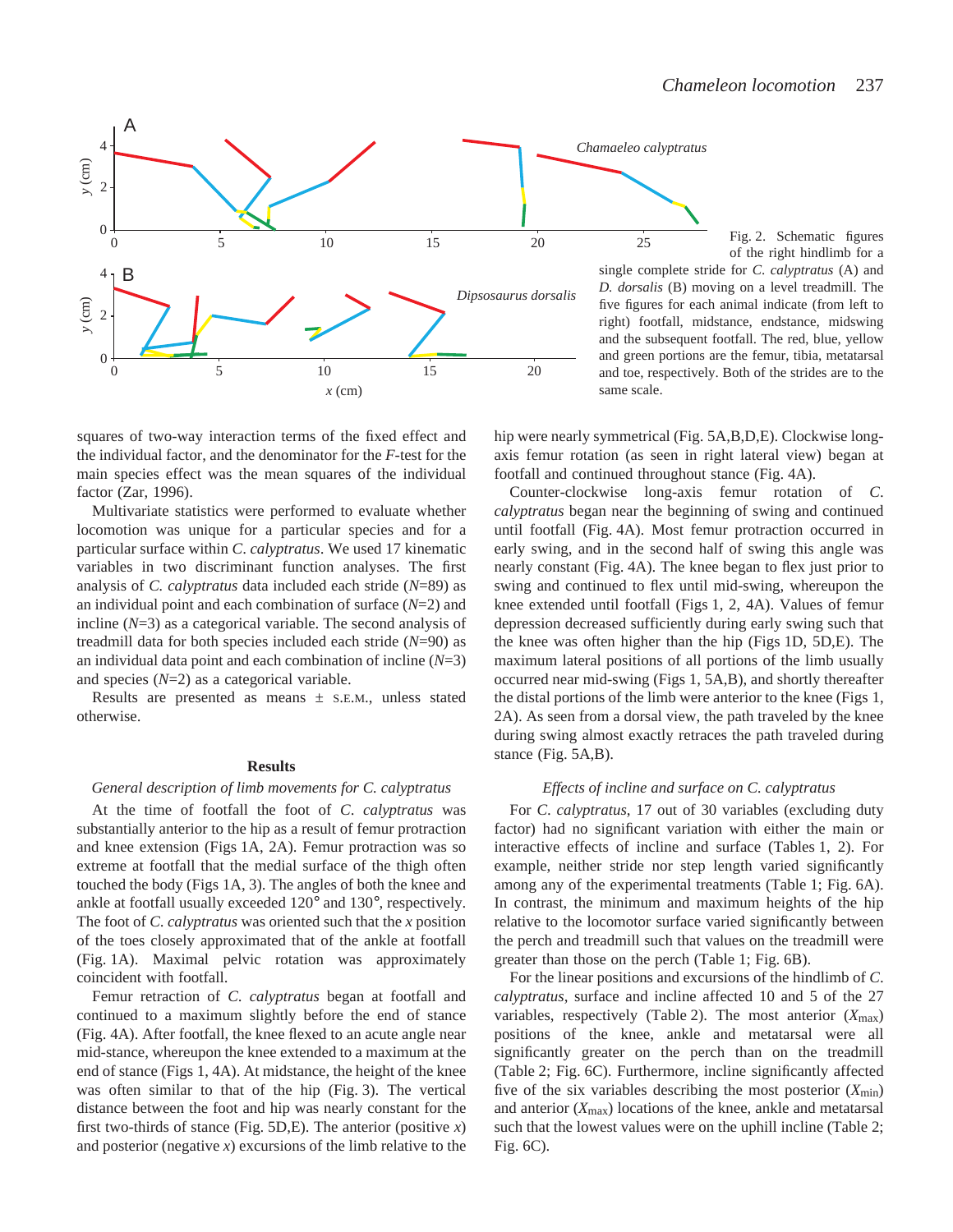Fig. 2. Schematic figures of the right hindlimb for a single complete stride for *C. calyptratus* (A) and *D. dorsalis* (B) moving on a level treadmill. The five figures for each animal indicate (from left to right) footfall, midstance, endstance, midswing and the subsequent footfall. The red, blue, yellow and green portions are the femur, tibia, metatarsal and toe, respectively. Both of the strides are to the same scale.

squares of two-way interaction terms of the fixed effect and the individual factor, and the denominator for the *F*-test for the main species effect was the mean squares of the individual factor (Zar, 1996).

Multivariate statistics were performed to evaluate whether locomotion was unique for a particular species and for a particular surface within *C. calyptratus*. We used 17 kinematic variables in two discriminant function analyses. The first analysis of *C. calyptratus* data included each stride (*N*=89) as an individual point and each combination of surface (*N*=2) and incline (*N*=3) as a categorical variable. The second analysis of treadmill data for both species included each stride (*N*=90) as an individual data point and each combination of incline (*N*=3) and species (*N*=2) as a categorical variable.

Results are presented as means ± S.E.M., unless stated otherwise.

## Results

### General description of limb movements for C. calyptratus

At the time of footfall the foot of *C. calyptratus* was substantially anterior to the hip as a result of femur protraction and knee extension (Figs 1A, 2A). Femur protraction was so extreme at footfall that the medial surface of the thigh often touched the body (Figs 1A, 3). The angles of both the knee and ankle at footfall usually exceeded 120° and 130°, respectively. The foot of *C. calyptratus* was oriented such that the *x* position of the toes closely approximated that of the ankle at footfall (Fig. 1A). Maximal pelvic rotation was approximately coincident with footfall.

Femur retraction of *C. calyptratus* began at footfall and continued to a maximum slightly before the end of stance (Fig. 4A). After footfall, the knee flexed to an acute angle near mid-stance, whereupon the knee extended to a maximum at the end of stance (Figs 1, 4A). At midstance, the height of the knee was often similar to that of the hip (Fig. 3). The vertical distance between the foot and hip was nearly constant for the first two-thirds of stance (Fig. 5D,E). The anterior (positive *x*) and posterior (negative *x*) excursions of the limb relative to the hip were nearly symmetrical (Fig. 5A,B,D,E). Clockwise long-axis femur rotation (as seen in right lateral view) began at footfall and continued throughout stance (Fig. 4A).

Counter-clockwise long-axis femur rotation of *C. calyptratus* began near the beginning of swing and continued until footfall (Fig. 4A). Most femur protraction occurred in early swing, and in the second half of swing this angle was nearly constant (Fig. 4A). The knee began to flex just prior to swing and continued to flex until mid-swing, whereupon the knee extended until footfall (Figs 1, 2, 4A). Values of femur depression decreased sufficiently during early swing such that the knee was often higher than the hip (Figs 1D, 5D,E). The maximum lateral positions of all portions of the limb usually occurred near mid-swing (Figs 1, 5A,B), and shortly thereafter the distal portions of the limb were anterior to the knee (Figs 1, 2A). As seen from a dorsal view, the path traveled by the knee during swing almost exactly retraces the path traveled during stance (Fig. 5A,B).

### Effects of incline and surface on C. calyptratus

For *C. calyptratus*, 17 out of 30 variables (excluding duty factor) had no significant variation with either the main or interactive effects of incline and surface (Tables 1, 2). For example, neither stride nor step length varied significantly among any of the experimental treatments (Table 1; Fig. 6A). In contrast, the minimum and maximum heights of the hip relative to the locomotor surface varied significantly between the perch and treadmill such that values on the treadmill were greater than those on the perch (Table 1; Fig. 6B).

For the linear positions and excursions of the hindlimb of *C. calyptratus*, surface and incline affected 10 and 5 of the 27 variables, respectively (Table 2). The most anterior ($X_{max}$) positions of the knee, ankle and metatarsal were all significantly greater on the perch than on the treadmill (Table 2; Fig. 6C). Furthermore, incline significantly affected five of the six variables describing the most posterior ($X_{min}$) and anterior ($X_{max}$) locations of the knee, ankle and metatarsal such that the lowest values were on the uphill incline (Table 2; Fig. 6C).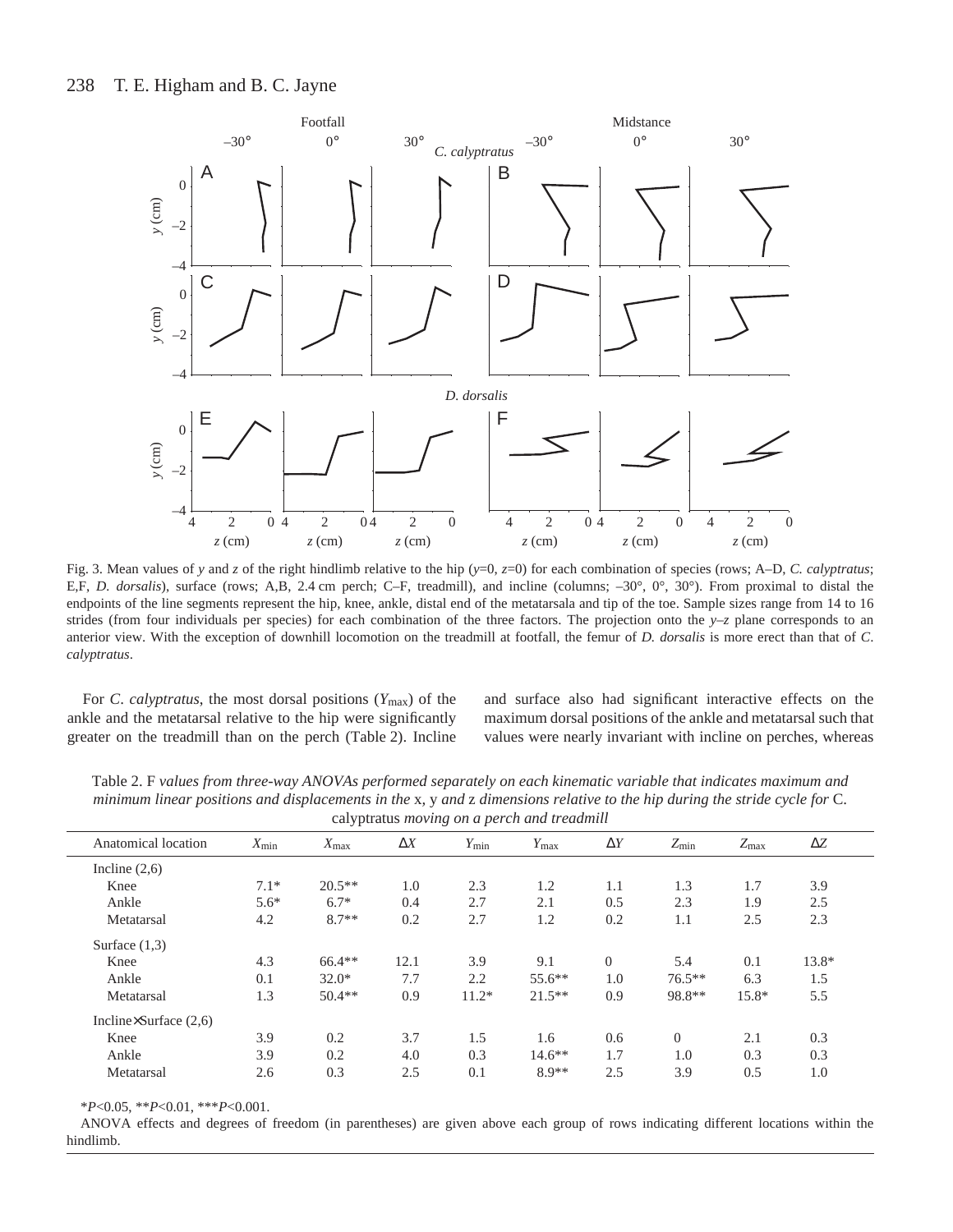Fig. 3. Mean values of *y* and *z* of the right hindlimb relative to the hip (*y*=0, *z*=0) for each combination of species (rows; A–D, *C. calyptratus*; E,F, *D. dorsalis*), surface (rows; A,B, 2.4 cm perch; C–F, treadmill), and incline (columns; –30°, 0°, 30°). From proximal to distal the endpoints of the line segments represent the hip, knee, ankle, distal end of the metatarsala and tip of the toe. Sample sizes range from 14 to 16 strides (from four individuals per species) for each combination of the three factors. The projection onto the *y*–*z* plane corresponds to an anterior view. With the exception of downhill locomotion on the treadmill at footfall, the femur of *D. dorsalis* is more erect than that of *C. calyptratus*.

For *C. calyptratus*, the most dorsal positions ($Y_{max}$) of the ankle and the metatarsal relative to the hip were significantly greater on the treadmill than on the perch (Table 2). Incline and surface also had significant interactive effects on the maximum dorsal positions of the ankle and metatarsal such that values were nearly invariant with incline on perches, whereas

Table 2. F *values from three-way ANOVAs performed separately on each kinematic variable that indicates maximum and minimum linear positions and displacements in the* x, y *and* z *dimensions relative to the hip during the stride cycle for* C. calyptratus *moving on a perch and treadmill*

| Anatomical location | $X_{min}$ | $X_{max}$ | $\Delta X$ | $Y_{min}$ | $Y_{max}$ | $\Delta Y$ | $Z_{min}$ | $Z_{max}$ | $\Delta Z$ |
|---|---|---|---|---|---|---|---|---|---|
| Incline (2,6) | | | | | | | | | |
| Knee | 7.1* | 20.5** | 1.0 | 2.3 | 1.2 | 1.1 | 1.3 | 1.7 | 3.9 |
| Ankle | 5.6* | 6.7* | 0.4 | 2.7 | 2.1 | 0.5 | 2.3 | 1.9 | 2.5 |
| Metatarsal | 4.2 | 8.7** | 0.2 | 2.7 | 1.2 | 0.2 | 1.1 | 2.5 | 2.3 |
| Surface (1,3) | | | | | | | | | |
| Knee | 4.3 | 66.4** | 12.1 | 3.9 | 9.1 | 0 | 5.4 | 0.1 | 13.8* |
| Ankle | 0.1 | 32.0* | 7.7 | 2.2 | 55.6** | 1.0 | 76.5** | 6.3 | 1.5 |
| Metatarsal | 1.3 | 50.4** | 0.9 | 11.2* | 21.5** | 0.9 | 98.8** | 15.8* | 5.5 |
| Incline×Surface (2,6) | | | | | | | | | |
| Knee | 3.9 | 0.2 | 3.7 | 1.5 | 1.6 | 0.6 | 0 | 2.1 | 0.3 |
| Ankle | 3.9 | 0.2 | 4.0 | 0.3 | 14.6** | 1.7 | 1.0 | 0.3 | 0.3 |
| Metatarsal | 2.6 | 0.3 | 2.5 | 0.1 | 8.9** | 2.5 | 3.9 | 0.5 | 1.0 |

*$P$<0.05, **$P$<0.01, ***$P$<0.001.

ANOVA effects and degrees of freedom (in parentheses) are given above each group of rows indicating different locations within the hindlimb.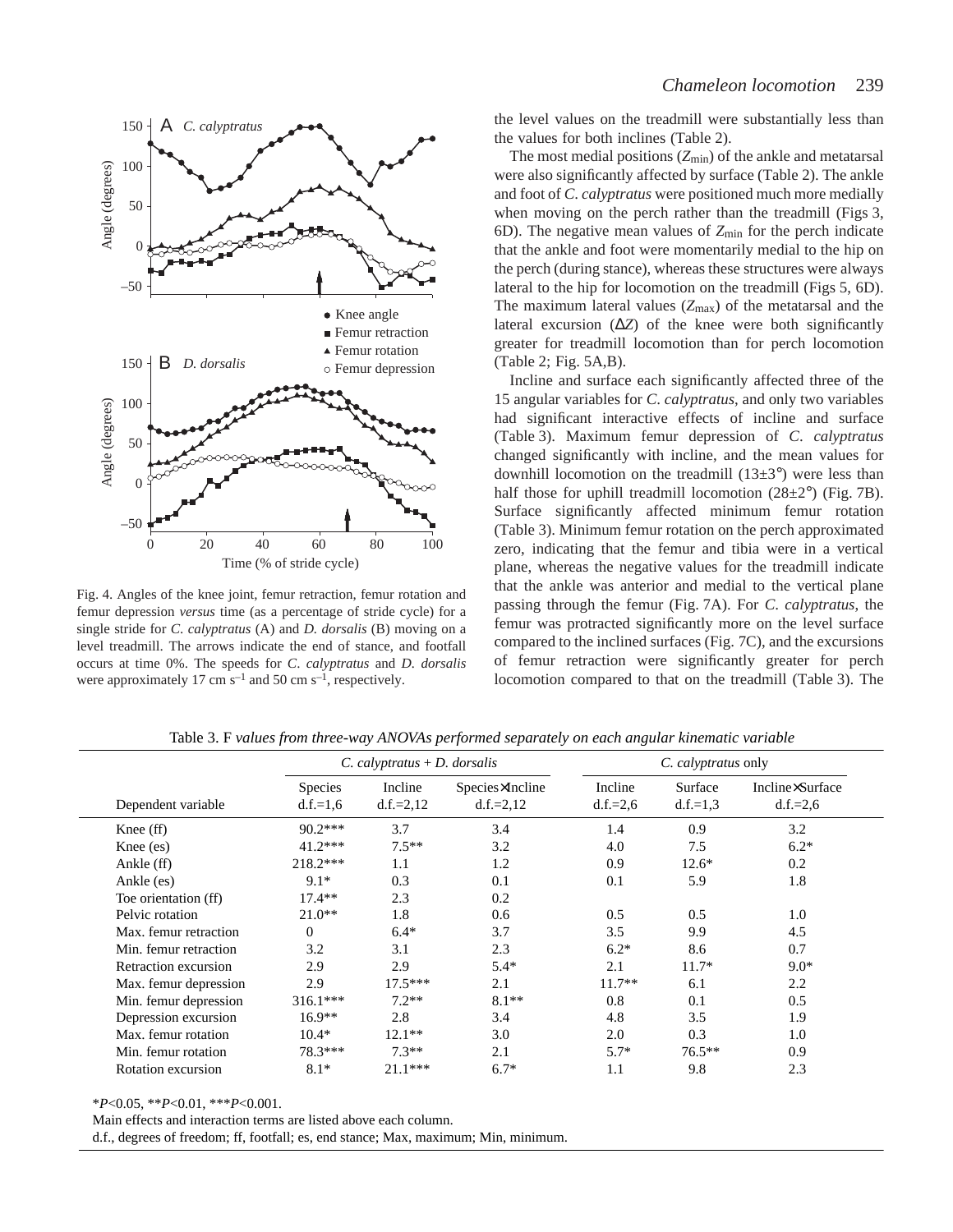A *C. calyptratus*

Angle (degrees)

150
100
50
0
–50

● Knee angle
■ Femur retraction
▲ Femur rotation
○ Femur depression

B *D. dorsalis*

Angle (degrees)

150
100
50
0
–50

0 20 40 60 80 100

Time (% of stride cycle)

Fig. 4. Angles of the knee joint, femur retraction, femur rotation and femur depression *versus* time (as a percentage of stride cycle) for a single stride for *C. calyptratus* (A) and *D. dorsalis* (B) moving on a level treadmill. The arrows indicate the end of stance, and footfall occurs at time 0%. The speeds for *C. calyptratus* and *D. dorsalis* were approximately 17 cm s$^{-1}$ and 50 cm s$^{-1}$, respectively.

the level values on the treadmill were substantially less than the values for both inclines (Table 2).

The most medial positions ($Z_{min}$) of the ankle and metatarsal were also significantly affected by surface (Table 2). The ankle and foot of *C. calyptratus* were positioned much more medially when moving on the perch rather than the treadmill (Figs 3, 6D). The negative mean values of $Z_{min}$ for the perch indicate that the ankle and foot were momentarily medial to the hip on the perch (during stance), whereas these structures were always lateral to the hip for locomotion on the treadmill (Figs 5, 6D). The maximum lateral values ($Z_{max}$) of the metatarsal and the lateral excursion ($\Delta Z$) of the knee were both significantly greater for treadmill locomotion than for perch locomotion (Table 2; Fig. 5A,B).

Incline and surface each significantly affected three of the 15 angular variables for *C. calyptratus*, and only two variables had significant interactive effects of incline and surface (Table 3). Maximum femur depression of *C. calyptratus* changed significantly with incline, and the mean values for downhill locomotion on the treadmill (13±3°) were less than half those for uphill treadmill locomotion (28±2°) (Fig. 7B). Surface significantly affected minimum femur rotation (Table 3). Minimum femur rotation on the perch approximated zero, indicating that the femur and tibia were in a vertical plane, whereas the negative values for the treadmill indicate that the ankle was anterior and medial to the vertical plane passing through the femur (Fig. 7A). For *C. calyptratus*, the femur was protracted significantly more on the level surface compared to the inclined surfaces (Fig. 7C), and the excursions of femur retraction were significantly greater for perch locomotion compared to that on the treadmill (Table 3). The

Table 3. F *values from three-way ANOVAs performed separately on each angular kinematic variable*

| | *C. calyptratus* + *D. dorsalis* | | | *C. calyptratus* only | | |
|---|---|---|---|---|---|---|
| Dependent variable | Species d.f.=1,6 | Incline d.f.=2,12 | Species×Incline d.f.=2,12 | Incline d.f.=2,6 | Surface d.f.=1,3 | Incline×Surface d.f.=2,6 |
| Knee (ff) | 90.2*** | 3.7 | 3.4 | 1.4 | 0.9 | 3.2 |
| Knee (es) | 41.2*** | 7.5** | 3.2 | 4.0 | 7.5 | 6.2* |
| Ankle (ff) | 218.2*** | 1.1 | 1.2 | 0.9 | 12.6* | 0.2 |
| Ankle (es) | 9.1* | 0.3 | 0.1 | 0.1 | 5.9 | 1.8 |
| Toe orientation (ff) | 17.4** | 2.3 | 0.2 | | | |
| Pelvic rotation | 21.0** | 1.8 | 0.6 | 0.5 | 0.5 | 1.0 |
| Max. femur retraction | 0 | 6.4* | 3.7 | 3.5 | 9.9 | 4.5 |
| Min. femur retraction | 3.2 | 3.1 | 2.3 | 6.2* | 8.6 | 0.7 |
| Retraction excursion | 2.9 | 2.9 | 5.4* | 2.1 | 11.7* | 9.0* |
| Max. femur depression | 2.9 | 17.5*** | 2.1 | 11.7** | 6.1 | 2.2 |
| Min. femur depression | 316.1*** | 7.2** | 8.1** | 0.8 | 0.1 | 0.5 |
| Depression excursion | 16.9** | 2.8 | 3.4 | 4.8 | 3.5 | 1.9 |
| Max. femur rotation | 10.4* | 12.1** | 3.0 | 2.0 | 0.3 | 1.0 |
| Min. femur rotation | 78.3*** | 7.3** | 2.1 | 5.7* | 76.5** | 0.9 |
| Rotation excursion | 8.1* | 21.1*** | 6.7* | 1.1 | 9.8 | 2.3 |

*$P$<0.05, **$P$<0.01, ***$P$<0.001.

Main effects and interaction terms are listed above each column.

d.f., degrees of freedom; ff, footfall; es, end stance; Max, maximum; Min, minimum.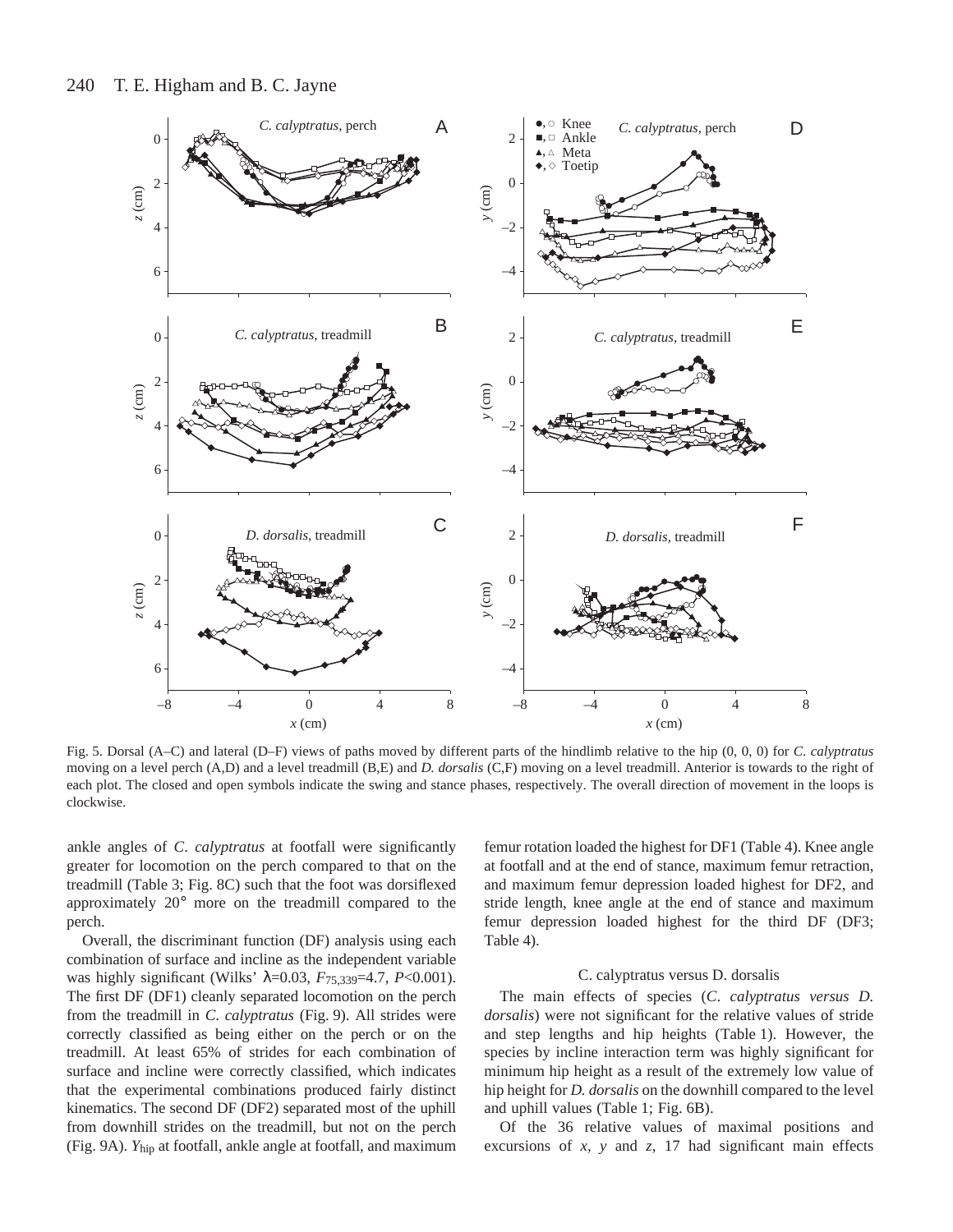A
*C. calyptratus*, perch

B
*C. calyptratus*, treadmill

C
*D. dorsalis*, treadmill

D
*C. calyptratus*, perch
●, ○ Knee
■, □ Ankle
▲, △ Meta
◆, ◇ Toetip

E
*C. calyptratus*, treadmill

F
*D. dorsalis*, treadmill

*z* (cm)
*y* (cm)
*x* (cm)

0
2
4
6
–4
–2
–8
8

Fig. 5. Dorsal (A–C) and lateral (D–F) views of paths moved by different parts of the hindlimb relative to the hip (0, 0, 0) for *C. calyptratus* moving on a level perch (A,D) and a level treadmill (B,E) and *D. dorsalis* (C,F) moving on a level treadmill. Anterior is towards to the right of each plot. The closed and open symbols indicate the swing and stance phases, respectively. The overall direction of movement in the loops is clockwise.

ankle angles of *C. calyptratus* at footfall were significantly greater for locomotion on the perch compared to that on the treadmill (Table 3; Fig. 8C) such that the foot was dorsiflexed approximately 20° more on the treadmill compared to the perch.

Overall, the discriminant function (DF) analysis using each combination of surface and incline as the independent variable was highly significant (Wilks' $\lambda$=0.03, $F_{75,339}$=4.7, $P$<0.001). The first DF (DF1) cleanly separated locomotion on the perch from the treadmill in *C. calyptratus* (Fig. 9). All strides were correctly classified as being either on the perch or on the treadmill. At least 65% of strides for each combination of surface and incline were correctly classified, which indicates that the experimental combinations produced fairly distinct kinematics. The second DF (DF2) separated most of the uphill from downhill strides on the treadmill, but not on the perch (Fig. 9A). $Y_{hip}$ at footfall, ankle angle at footfall, and maximum femur rotation loaded the highest for DF1 (Table 4). Knee angle at footfall and at the end of stance, maximum femur retraction, and maximum femur depression loaded highest for DF2, and stride length, knee angle at the end of stance and maximum femur depression loaded highest for the third DF (DF3; Table 4).

### C. calyptratus versus D. dorsalis

The main effects of species (*C. calyptratus versus D. dorsalis*) were not significant for the relative values of stride and step lengths and hip heights (Table 1). However, the species by incline interaction term was highly significant for minimum hip height as a result of the extremely low value of hip height for *D. dorsalis* on the downhill compared to the level and uphill values (Table 1; Fig. 6B).

Of the 36 relative values of maximal positions and excursions of *x*, *y* and *z*, 17 had significant main effects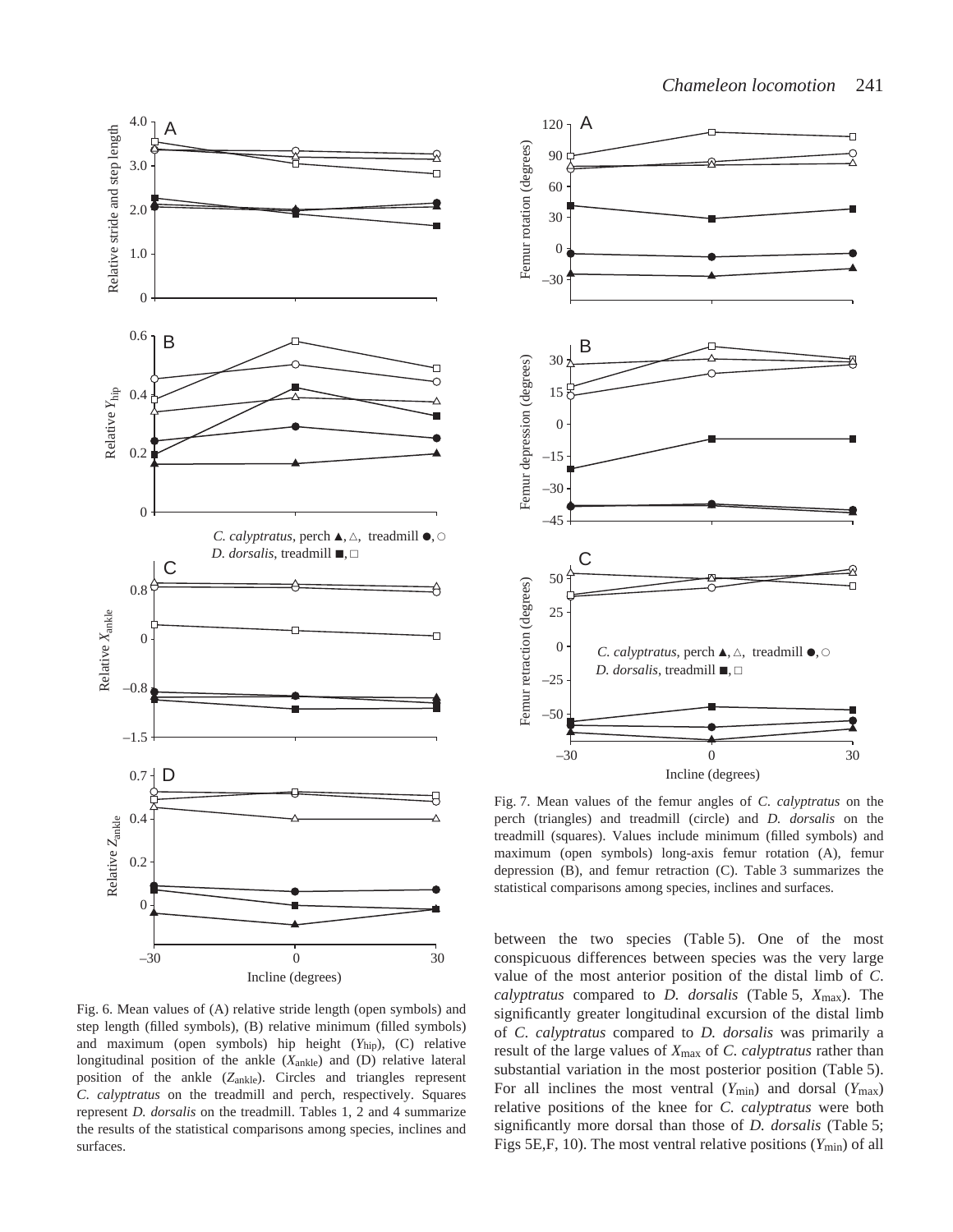Relative stride and step length

4.0
3.0
2.0
1.0
0

A

Relative $Y_{hip}$

0.6
0.4
0.2
0

B

*C. calyptratus*, perch ▲, △, treadmill ●, ○
*D. dorsalis*, treadmill ■, □

Relative $X_{ankle}$

0.8
0
–0.8
–1.5

C

Relative $Z_{ankle}$

0.7
0.4
0.2
0

D

–30
0
30

Incline (degrees)

Fig. 6. Mean values of (A) relative stride length (open symbols) and step length (filled symbols), (B) relative minimum (filled symbols) and maximum (open symbols) hip height ($Y_{hip}$), (C) relative longitudinal position of the ankle ($X_{ankle}$) and (D) relative lateral position of the ankle ($Z_{ankle}$). Circles and triangles represent *C. calyptratus* on the treadmill and perch, respectively. Squares represent *D. dorsalis* on the treadmill. Tables 1, 2 and 4 summarize the results of the statistical comparisons among species, inclines and surfaces.

Femur rotation (degrees)

120
90
60
30
0
–30

A

Femur depression (degrees)

30
15
0
–15
–30
–45

B

Femur retraction (degrees)

50
25
0
–25
–50

C

*C. calyptratus*, perch ▲, △, treadmill ●, ○
*D. dorsalis*, treadmill ■, □

–30
0
30

Incline (degrees)

Fig. 7. Mean values of the femur angles of *C. calyptratus* on the perch (triangles) and treadmill (circle) and *D. dorsalis* on the treadmill (squares). Values include minimum (filled symbols) and maximum (open symbols) long-axis femur rotation (A), femur depression (B), and femur retraction (C). Table 3 summarizes the statistical comparisons among species, inclines and surfaces.

between the two species (Table 5). One of the most conspicuous differences between species was the very large value of the most anterior position of the distal limb of *C. calyptratus* compared to *D. dorsalis* (Table 5, $X_{max}$). The significantly greater longitudinal excursion of the distal limb of *C. calyptratus* compared to *D. dorsalis* was primarily a result of the large values of $X_{max}$ of *C. calyptratus* rather than substantial variation in the most posterior position (Table 5). For all inclines the most ventral ($Y_{min}$) and dorsal ($Y_{max}$) relative positions of the knee for *C. calyptratus* were both significantly more dorsal than those of *D. dorsalis* (Table 5; Figs 5E,F, 10). The most ventral relative positions ($Y_{min}$) of all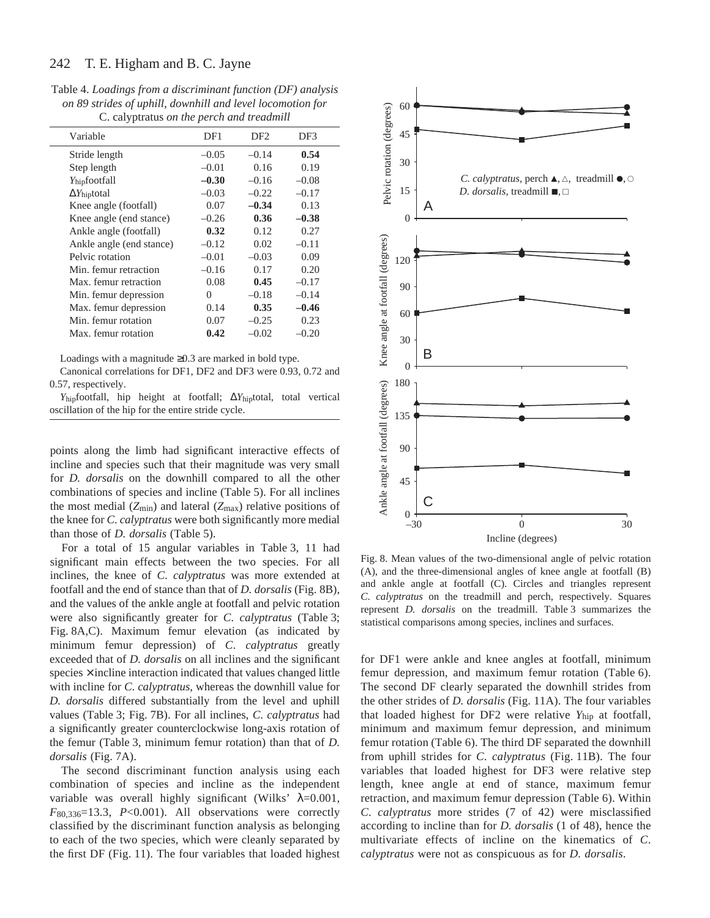Table 4. *Loadings from a discriminant function (DF) analysis on 89 strides of uphill, downhill and level locomotion for* C. calyptratus *on the perch and treadmill*

| Variable | DF1 | DF2 | DF3 |
|---|---|---|---|
| Stride length | –0.05 | –0.14 | **0.54** |
| Step length | –0.01 | 0.16 | 0.19 |
| $Y_{hip}$footfall | **–0.30** | –0.16 | –0.08 |
| $\Delta Y_{hip}$total | –0.03 | –0.22 | –0.17 |
| Knee angle (footfall) | 0.07 | **–0.34** | 0.13 |
| Knee angle (end stance) | –0.26 | **0.36** | **–0.38** |
| Ankle angle (footfall) | **0.32** | 0.12 | 0.27 |
| Ankle angle (end stance) | –0.12 | 0.02 | –0.11 |
| Pelvic rotation | –0.01 | –0.03 | 0.09 |
| Min. femur retraction | –0.16 | 0.17 | 0.20 |
| Max. femur retraction | 0.08 | **0.45** | –0.17 |
| Min. femur depression | 0 | –0.18 | –0.14 |
| Max. femur depression | 0.14 | **0.35** | **–0.46** |
| Min. femur rotation | 0.07 | –0.25 | 0.23 |
| Max. femur rotation | **0.42** | –0.02 | –0.20 |

Loadings with a magnitude ≥0.3 are marked in bold type.

Canonical correlations for DF1, DF2 and DF3 were 0.93, 0.72 and 0.57, respectively.

$Y_{hip}$footfall, hip height at footfall; $\Delta Y_{hip}$total, total vertical oscillation of the hip for the entire stride cycle.

points along the limb had significant interactive effects of incline and species such that their magnitude was very small for *D. dorsalis* on the downhill compared to all the other combinations of species and incline (Table 5). For all inclines the most medial ($Z_{min}$) and lateral ($Z_{max}$) relative positions of the knee for *C. calyptratus* were both significantly more medial than those of *D. dorsalis* (Table 5).

For a total of 15 angular variables in Table 3, 11 had significant main effects between the two species. For all inclines, the knee of *C. calyptratus* was more extended at footfall and the end of stance than that of *D. dorsalis* (Fig. 8B), and the values of the ankle angle at footfall and pelvic rotation were also significantly greater for *C. calyptratus* (Table 3; Fig. 8A,C). Maximum femur elevation (as indicated by minimum femur depression) of *C. calyptratus* greatly exceeded that of *D. dorsalis* on all inclines and the significant species × incline interaction indicated that values changed little with incline for *C. calyptratus*, whereas the downhill value for *D. dorsalis* differed substantially from the level and uphill values (Table 3; Fig. 7B). For all inclines, *C. calyptratus* had a significantly greater counterclockwise long-axis rotation of the femur (Table 3, minimum femur rotation) than that of *D. dorsalis* (Fig. 7A).

The second discriminant function analysis using each combination of species and incline as the independent variable was overall highly significant (Wilks' $\lambda$=0.001, $F_{80,336}$=13.3, $P$<0.001). All observations were correctly classified by the discriminant function analysis as belonging to each of the two species, which were cleanly separated by the first DF (Fig. 11). The four variables that loaded highest for DF1 were ankle and knee angles at footfall, minimum femur depression, and maximum femur rotation (Table 6). The second DF clearly separated the downhill strides from the other strides of *D. dorsalis* (Fig. 11A). The four variables that loaded highest for DF2 were relative $Y_{hip}$ at footfall, minimum and maximum femur depression, and minimum femur rotation (Table 6). The third DF separated the downhill from uphill strides for *C. calyptratus* (Fig. 11B). The four variables that loaded highest for DF3 were relative step length, knee angle at end of stance, maximum femur retraction, and maximum femur depression (Table 6). Within *C. calyptratus* more strides (7 of 42) were misclassified according to incline than for *D. dorsalis* (1 of 48), hence the multivariate effects of incline on the kinematics of *C. calyptratus* were not as conspicuous as for *D. dorsalis*.

Pelvic rotation (degrees)
60
45
30
15
0
*C. calyptratus*, perch ▲, △, treadmill ●, ○
*D. dorsalis*, treadmill ■, □
A

Knee angle at footfall (degrees)
120
90
60
30
0
B

Ankle angle at footfall (degrees)
180
135
90
45
0
C
–30
0
30
Incline (degrees)

Fig. 8. Mean values of the two-dimensional angle of pelvic rotation (A), and the three-dimensional angles of knee angle at footfall (B) and ankle angle at footfall (C). Circles and triangles represent *C. calyptratus* on the treadmill and perch, respectively. Squares represent *D. dorsalis* on the treadmill. Table 3 summarizes the statistical comparisons among species, inclines and surfaces.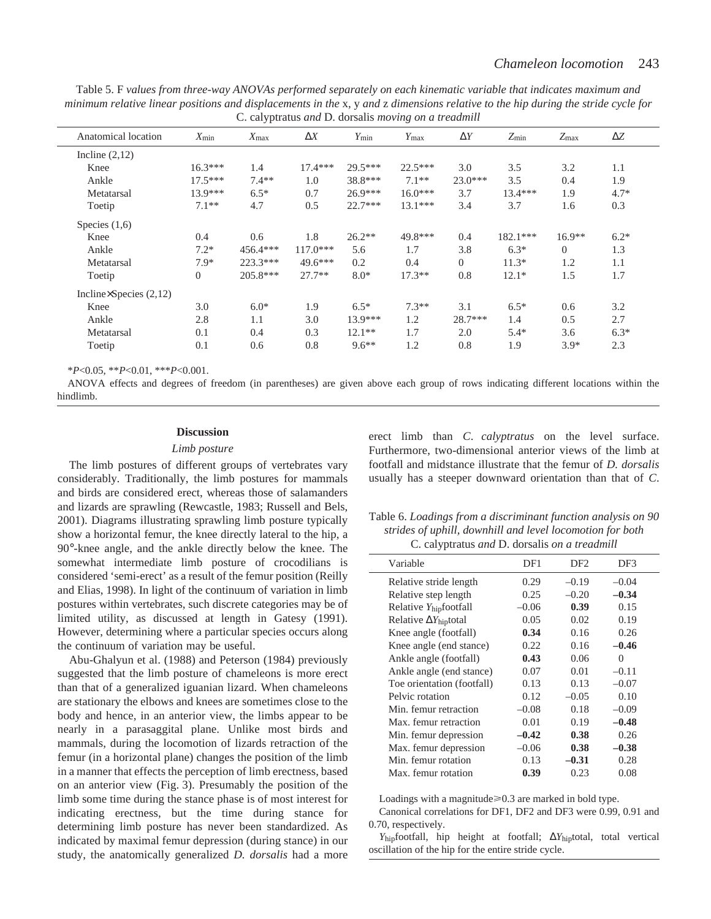Table 5. *F values from three-way ANOVAs performed separately on each kinematic variable that indicates maximum and minimum relative linear positions and displacements in the* x*,* y *and* z *dimensions relative to the hip during the stride cycle for* C. calyptratus *and* D. dorsalis *moving on a treadmill*

| Anatomical location | $X_{min}$ | $X_{max}$ | $\Delta X$ | $Y_{min}$ | $Y_{max}$ | $\Delta Y$ | $Z_{min}$ | $Z_{max}$ | $\Delta Z$ |
|---|---|---|---|---|---|---|---|---|---|
| Incline (2,12) | | | | | | | | | |
| Knee | 16.3*** | 1.4 | 17.4*** | 29.5*** | 22.5*** | 3.0 | 3.5 | 3.2 | 1.1 |
| Ankle | 17.5*** | 7.4** | 1.0 | 38.8*** | 7.1** | 23.0*** | 3.5 | 0.4 | 1.9 |
| Metatarsal | 13.9*** | 6.5* | 0.7 | 26.9*** | 16.0*** | 3.7 | 13.4*** | 1.9 | 4.7* |
| Toetip | 7.1** | 4.7 | 0.5 | 22.7*** | 13.1*** | 3.4 | 3.7 | 1.6 | 0.3 |
| Species (1,6) | | | | | | | | | |
| Knee | 0.4 | 0.6 | 1.8 | 26.2** | 49.8*** | 0.4 | 182.1*** | 16.9** | 6.2* |
| Ankle | 7.2* | 456.4*** | 117.0*** | 5.6 | 1.7 | 3.8 | 6.3* | 0 | 1.3 |
| Metatarsal | 7.9* | 223.3*** | 49.6*** | 0.2 | 0.4 | 0 | 11.3* | 1.2 | 1.1 |
| Toetip | 0 | 205.8*** | 27.7** | 8.0* | 17.3** | 0.8 | 12.1* | 1.5 | 1.7 |
| Incline×Species (2,12) | | | | | | | | | |
| Knee | 3.0 | 6.0* | 1.9 | 6.5* | 7.3** | 3.1 | 6.5* | 0.6 | 3.2 |
| Ankle | 2.8 | 1.1 | 3.0 | 13.9*** | 1.2 | 28.7*** | 1.4 | 0.5 | 2.7 |
| Metatarsal | 0.1 | 0.4 | 0.3 | 12.1** | 1.7 | 2.0 | 5.4* | 3.6 | 6.3* |
| Toetip | 0.1 | 0.6 | 0.8 | 9.6** | 1.2 | 0.8 | 1.9 | 3.9* | 2.3 |

*$P<0.05$, **$P<0.01$, ***$P<0.001$.

ANOVA effects and degrees of freedom (in parentheses) are given above each group of rows indicating different locations within the hindlimb.

## Discussion

### *Limb posture*

The limb postures of different groups of vertebrates vary considerably. Traditionally, the limb postures for mammals and birds are considered erect, whereas those of salamanders and lizards are sprawling (Rewcastle, 1983; Russell and Bels, 2001). Diagrams illustrating sprawling limb posture typically show a horizontal femur, the knee directly lateral to the hip, a 90°-knee angle, and the ankle directly below the knee. The somewhat intermediate limb posture of crocodilians is considered 'semi-erect' as a result of the femur position (Reilly and Elias, 1998). In light of the continuum of variation in limb postures within vertebrates, such discrete categories may be of limited utility, as discussed at length in Gatesy (1991). However, determining where a particular species occurs along the continuum of variation may be useful.

Abu-Ghalyun et al. (1988) and Peterson (1984) previously suggested that the limb posture of chameleons is more erect than that of a generalized iguanian lizard. When chameleons are stationary the elbows and knees are sometimes close to the body and hence, in an anterior view, the limbs appear to be nearly in a parasaggital plane. Unlike most birds and mammals, during the locomotion of lizards retraction of the femur (in a horizontal plane) changes the position of the limb in a manner that effects the perception of limb erectness, based on an anterior view (Fig. 3). Presumably the position of the limb some time during the stance phase is of most interest for indicating erectness, but the time during stance for determining limb posture has never been standardized. As indicated by maximal femur depression (during stance) in our study, the anatomically generalized *D. dorsalis* had a more erect limb than *C. calyptratus* on the level surface. Furthermore, two-dimensional anterior views of the limb at footfall and midstance illustrate that the femur of *D. dorsalis* usually has a steeper downward orientation than that of *C.*

Table 6. *Loadings from a discriminant function analysis on 90 strides of uphill, downhill and level locomotion for both* C. calyptratus *and* D. dorsalis *on a treadmill*

| Variable | DF1 | DF2 | DF3 |
|---|---|---|---|
| Relative stride length | 0.29 | −0.19 | −0.04 |
| Relative step length | 0.25 | −0.20 | **−0.34** |
| Relative $Y_{hip}$footfall | −0.06 | **0.39** | 0.15 |
| Relative $\Delta Y_{hip}$total | 0.05 | 0.02 | 0.19 |
| Knee angle (footfall) | **0.34** | 0.16 | 0.26 |
| Knee angle (end stance) | 0.22 | 0.16 | **−0.46** |
| Ankle angle (footfall) | **0.43** | 0.06 | 0 |
| Ankle angle (end stance) | 0.07 | 0.01 | −0.11 |
| Toe orientation (footfall) | 0.13 | 0.13 | −0.07 |
| Pelvic rotation | 0.12 | −0.05 | 0.10 |
| Min. femur retraction | −0.08 | 0.18 | −0.09 |
| Max. femur retraction | 0.01 | 0.19 | **−0.48** |
| Min. femur depression | **−0.42** | **0.38** | 0.26 |
| Max. femur depression | −0.06 | **0.38** | **−0.38** |
| Min. femur rotation | 0.13 | **−0.31** | 0.28 |
| Max. femur rotation | **0.39** | 0.23 | 0.08 |

Loadings with a magnitude≥0.3 are marked in bold type.

Canonical correlations for DF1, DF2 and DF3 were 0.99, 0.91 and 0.70, respectively.

$Y_{hip}$footfall, hip height at footfall; $\Delta Y_{hip}$total, total vertical oscillation of the hip for the entire stride cycle.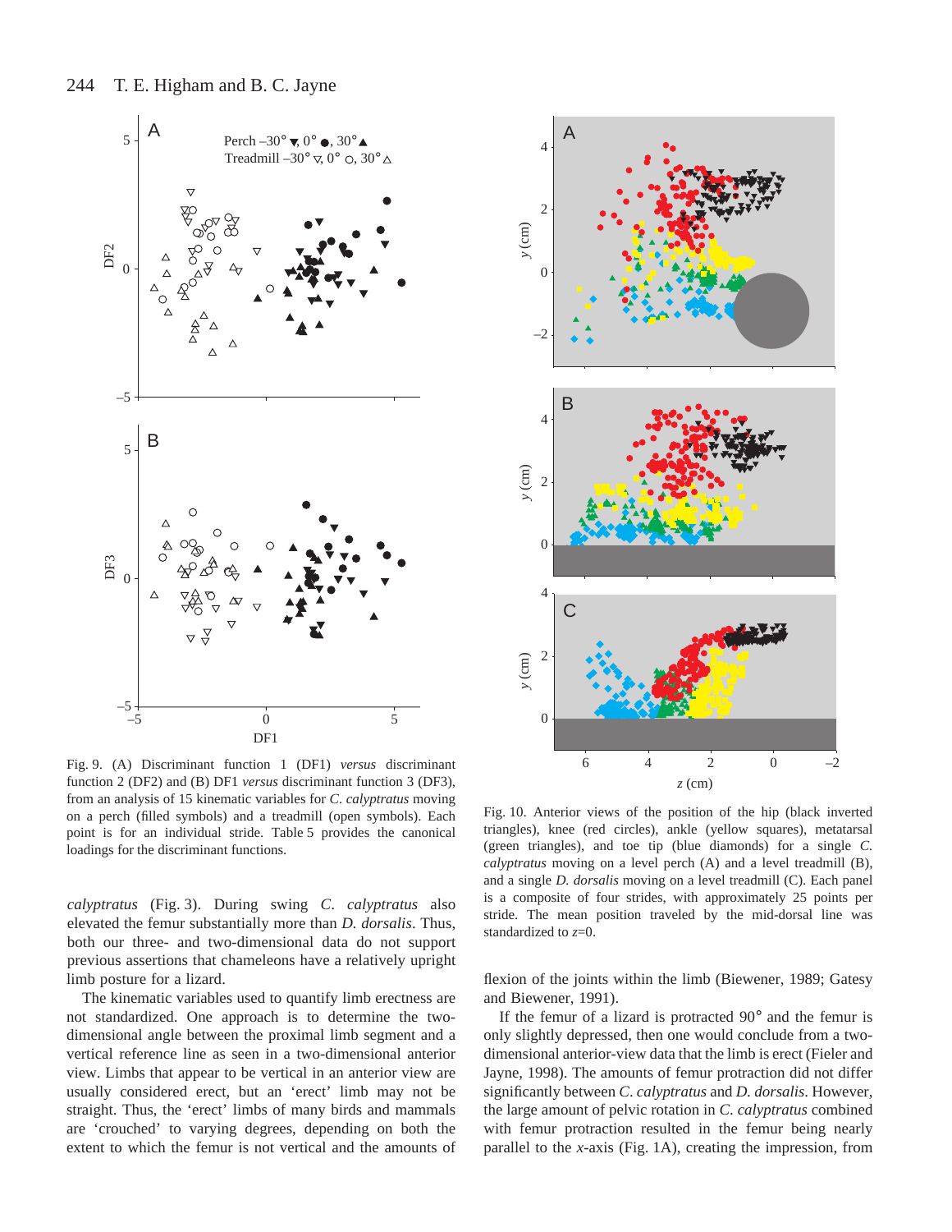A

Perch –30° ▼, 0° ●, 30° ▲
Treadmill –30° ▽, 0° ○, 30° △

DF2

5
0
–5

B

DF3

5
0
–5

–5
0
5

DF1

Fig. 9. (A) Discriminant function 1 (DF1) *versus* discriminant function 2 (DF2) and (B) DF1 *versus* discriminant function 3 (DF3), from an analysis of 15 kinematic variables for *C. calyptratus* moving on a perch (filled symbols) and a treadmill (open symbols). Each point is for an individual stride. Table 5 provides the canonical loadings for the discriminant functions.

A

B

C

*y* (cm)

4
2
0
–2

*z* (cm)

6
4
2
0
–2

Fig. 10. Anterior views of the position of the hip (black inverted triangles), knee (red circles), ankle (yellow squares), metatarsal (green triangles), and toe tip (blue diamonds) for a single *C. calyptratus* moving on a level perch (A) and a level treadmill (B), and a single *D. dorsalis* moving on a level treadmill (C). Each panel is a composite of four strides, with approximately 25 points per stride. The mean position traveled by the mid-dorsal line was standardized to *z*=0.

*calyptratus* (Fig. 3). During swing *C. calyptratus* also elevated the femur substantially more than *D. dorsalis*. Thus, both our three- and two-dimensional data do not support previous assertions that chameleons have a relatively upright limb posture for a lizard.

The kinematic variables used to quantify limb erectness are not standardized. One approach is to determine the two-dimensional angle between the proximal limb segment and a vertical reference line as seen in a two-dimensional anterior view. Limbs that appear to be vertical in an anterior view are usually considered erect, but an 'erect' limb may not be straight. Thus, the 'erect' limbs of many birds and mammals are 'crouched' to varying degrees, depending on both the extent to which the femur is not vertical and the amounts of flexion of the joints within the limb (Biewener, 1989; Gatesy and Biewener, 1991).

If the femur of a lizard is protracted 90° and the femur is only slightly depressed, then one would conclude from a two-dimensional anterior-view data that the limb is erect (Fieler and Jayne, 1998). The amounts of femur protraction did not differ significantly between *C. calyptratus* and *D. dorsalis*. However, the large amount of pelvic rotation in *C. calyptratus* combined with femur protraction resulted in the femur being nearly parallel to the *x*-axis (Fig. 1A), creating the impression, from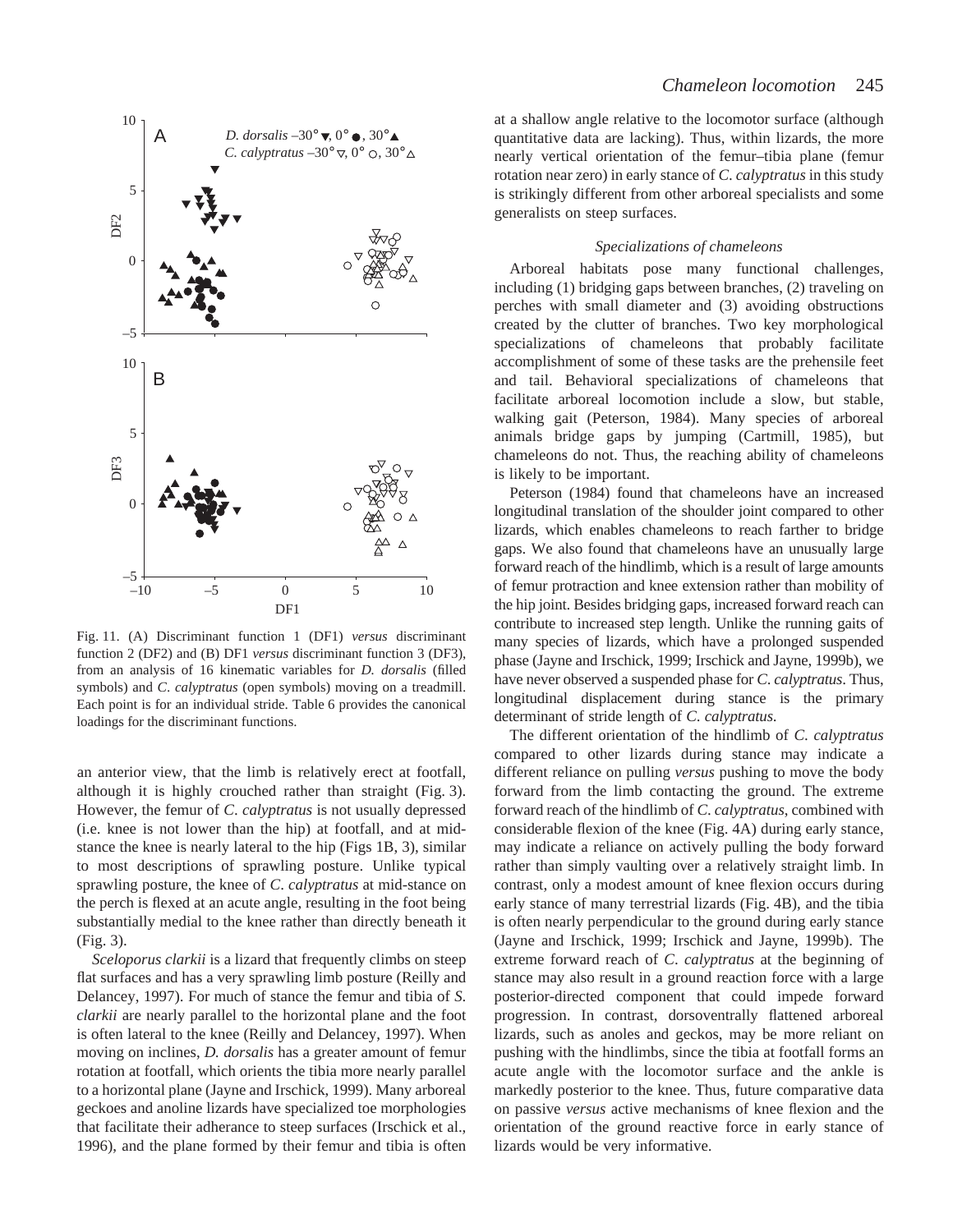A

*D. dorsalis* –30° ▼, 0° ●, 30° ▲

*C. calyptratus* –30° ▽, 0° ○, 30° △

DF2

10

5

0

–5

B

DF3

10

5

0

–5

–10 –5 0 5 10

DF1

Fig. 11. (A) Discriminant function 1 (DF1) *versus* discriminant function 2 (DF2) and (B) DF1 *versus* discriminant function 3 (DF3), from an analysis of 16 kinematic variables for *D. dorsalis* (filled symbols) and *C. calyptratus* (open symbols) moving on a treadmill. Each point is for an individual stride. Table 6 provides the canonical loadings for the discriminant functions.

an anterior view, that the limb is relatively erect at footfall, although it is highly crouched rather than straight (Fig. 3). However, the femur of *C. calyptratus* is not usually depressed (i.e. knee is not lower than the hip) at footfall, and at mid-stance the knee is nearly lateral to the hip (Figs 1B, 3), similar to most descriptions of sprawling posture. Unlike typical sprawling posture, the knee of *C. calyptratus* at mid-stance on the perch is flexed at an acute angle, resulting in the foot being substantially medial to the knee rather than directly beneath it (Fig. 3).

*Sceloporus clarkii* is a lizard that frequently climbs on steep flat surfaces and has a very sprawling limb posture (Reilly and Delancey, 1997). For much of stance the femur and tibia of *S. clarkii* are nearly parallel to the horizontal plane and the foot is often lateral to the knee (Reilly and Delancey, 1997). When moving on inclines, *D. dorsalis* has a greater amount of femur rotation at footfall, which orients the tibia more nearly parallel to a horizontal plane (Jayne and Irschick, 1999). Many arboreal geckoes and anoline lizards have specialized toe morphologies that facilitate their adherance to steep surfaces (Irschick et al., 1996), and the plane formed by their femur and tibia is often at a shallow angle relative to the locomotor surface (although quantitative data are lacking). Thus, within lizards, the more nearly vertical orientation of the femur–tibia plane (femur rotation near zero) in early stance of *C. calyptratus* in this study is strikingly different from other arboreal specialists and some generalists on steep surfaces.

### *Specializations of chameleons*

Arboreal habitats pose many functional challenges, including (1) bridging gaps between branches, (2) traveling on perches with small diameter and (3) avoiding obstructions created by the clutter of branches. Two key morphological specializations of chameleons that probably facilitate accomplishment of some of these tasks are the prehensile feet and tail. Behavioral specializations of chameleons that facilitate arboreal locomotion include a slow, but stable, walking gait (Peterson, 1984). Many species of arboreal animals bridge gaps by jumping (Cartmill, 1985), but chameleons do not. Thus, the reaching ability of chameleons is likely to be important.

Peterson (1984) found that chameleons have an increased longitudinal translation of the shoulder joint compared to other lizards, which enables chameleons to reach farther to bridge gaps. We also found that chameleons have an unusually large forward reach of the hindlimb, which is a result of large amounts of femur protraction and knee extension rather than mobility of the hip joint. Besides bridging gaps, increased forward reach can contribute to increased step length. Unlike the running gaits of many species of lizards, which have a prolonged suspended phase (Jayne and Irschick, 1999; Irschick and Jayne, 1999b), we have never observed a suspended phase for *C. calyptratus*. Thus, longitudinal displacement during stance is the primary determinant of stride length of *C. calyptratus.*

The different orientation of the hindlimb of *C. calyptratus* compared to other lizards during stance may indicate a different reliance on pulling *versus* pushing to move the body forward from the limb contacting the ground. The extreme forward reach of the hindlimb of *C. calyptratus*, combined with considerable flexion of the knee (Fig. 4A) during early stance, may indicate a reliance on actively pulling the body forward rather than simply vaulting over a relatively straight limb. In contrast, only a modest amount of knee flexion occurs during early stance of many terrestrial lizards (Fig. 4B), and the tibia is often nearly perpendicular to the ground during early stance (Jayne and Irschick, 1999; Irschick and Jayne, 1999b). The extreme forward reach of *C. calyptratus* at the beginning of stance may also result in a ground reaction force with a large posterior-directed component that could impede forward progression. In contrast, dorsoventrally flattened arboreal lizards, such as anoles and geckos, may be more reliant on pushing with the hindlimbs, since the tibia at footfall forms an acute angle with the locomotor surface and the ankle is markedly posterior to the knee. Thus, future comparative data on passive *versus* active mechanisms of knee flexion and the orientation of the ground reactive force in early stance of lizards would be very informative.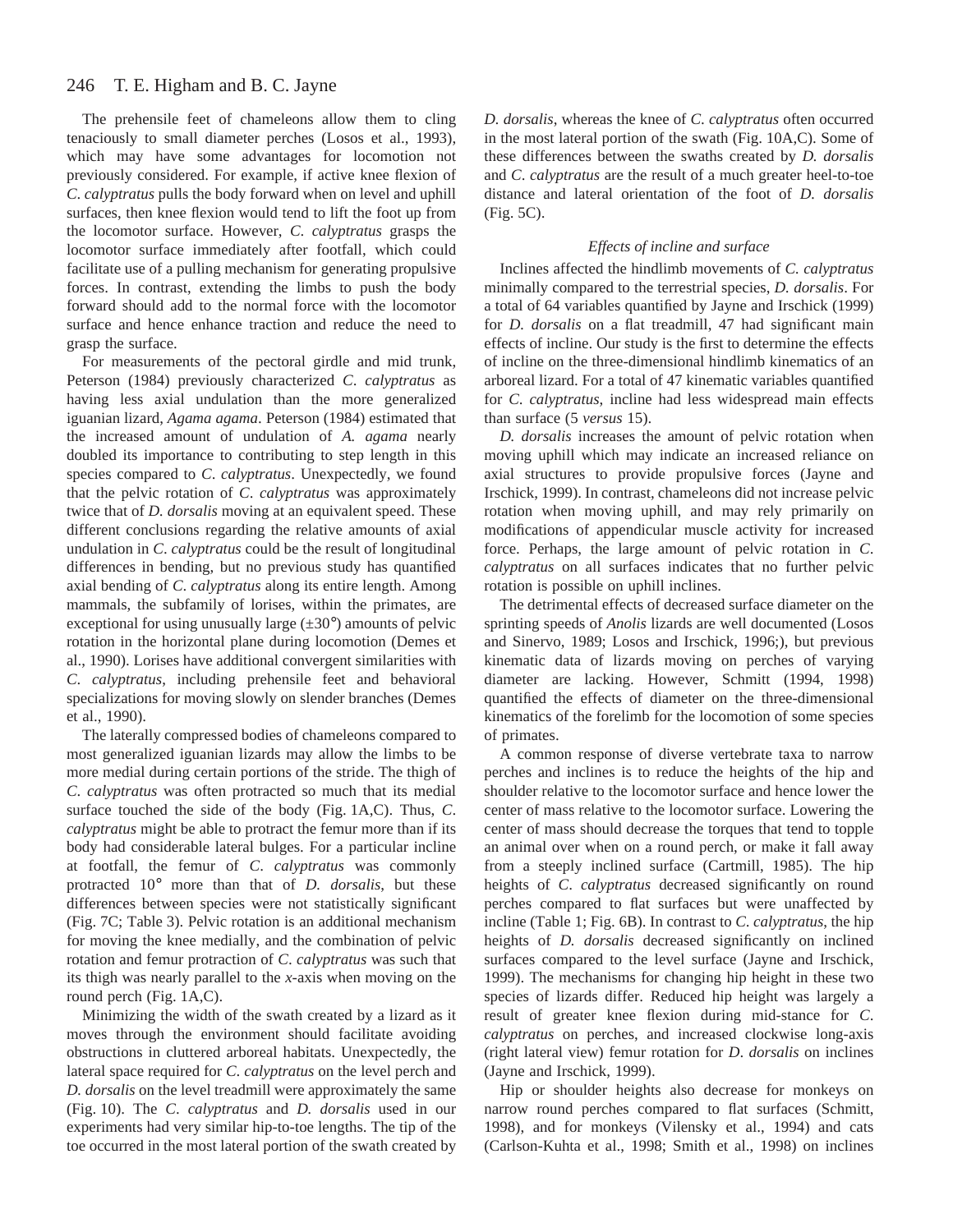The prehensile feet of chameleons allow them to cling tenaciously to small diameter perches (Losos et al., 1993), which may have some advantages for locomotion not previously considered. For example, if active knee flexion of *C. calyptratus* pulls the body forward when on level and uphill surfaces, then knee flexion would tend to lift the foot up from the locomotor surface. However, *C. calyptratus* grasps the locomotor surface immediately after footfall, which could facilitate use of a pulling mechanism for generating propulsive forces. In contrast, extending the limbs to push the body forward should add to the normal force with the locomotor surface and hence enhance traction and reduce the need to grasp the surface.

For measurements of the pectoral girdle and mid trunk, Peterson (1984) previously characterized *C. calyptratus* as having less axial undulation than the more generalized iguanian lizard, *Agama agama*. Peterson (1984) estimated that the increased amount of undulation of *A. agama* nearly doubled its importance to contributing to step length in this species compared to *C. calyptratus*. Unexpectedly, we found that the pelvic rotation of *C. calyptratus* was approximately twice that of *D. dorsalis* moving at an equivalent speed. These different conclusions regarding the relative amounts of axial undulation in *C. calyptratus* could be the result of longitudinal differences in bending, but no previous study has quantified axial bending of *C. calyptratus* along its entire length. Among mammals, the subfamily of lorises, within the primates, are exceptional for using unusually large (±30°) amounts of pelvic rotation in the horizontal plane during locomotion (Demes et al., 1990). Lorises have additional convergent similarities with *C. calyptratus*, including prehensile feet and behavioral specializations for moving slowly on slender branches (Demes et al., 1990).

The laterally compressed bodies of chameleons compared to most generalized iguanian lizards may allow the limbs to be more medial during certain portions of the stride. The thigh of *C. calyptratus* was often protracted so much that its medial surface touched the side of the body (Fig. 1A,C). Thus, *C. calyptratus* might be able to protract the femur more than if its body had considerable lateral bulges. For a particular incline at footfall, the femur of *C. calyptratus* was commonly protracted 10° more than that of *D. dorsalis*, but these differences between species were not statistically significant (Fig. 7C; Table 3). Pelvic rotation is an additional mechanism for moving the knee medially, and the combination of pelvic rotation and femur protraction of *C. calyptratus* was such that its thigh was nearly parallel to the *x*-axis when moving on the round perch (Fig. 1A,C).

Minimizing the width of the swath created by a lizard as it moves through the environment should facilitate avoiding obstructions in cluttered arboreal habitats. Unexpectedly, the lateral space required for *C. calyptratus* on the level perch and *D. dorsalis* on the level treadmill were approximately the same (Fig. 10). The *C. calyptratus* and *D. dorsalis* used in our experiments had very similar hip-to-toe lengths. The tip of the toe occurred in the most lateral portion of the swath created by *D. dorsalis*, whereas the knee of *C. calyptratus* often occurred in the most lateral portion of the swath (Fig. 10A,C). Some of these differences between the swaths created by *D. dorsalis* and *C. calyptratus* are the result of a much greater heel-to-toe distance and lateral orientation of the foot of *D. dorsalis* (Fig. 5C).

### *Effects of incline and surface*

Inclines affected the hindlimb movements of *C. calyptratus* minimally compared to the terrestrial species, *D. dorsalis*. For a total of 64 variables quantified by Jayne and Irschick (1999) for *D. dorsalis* on a flat treadmill, 47 had significant main effects of incline. Our study is the first to determine the effects of incline on the three-dimensional hindlimb kinematics of an arboreal lizard. For a total of 47 kinematic variables quantified for *C. calyptratus*, incline had less widespread main effects than surface (5 *versus* 15).

*D. dorsalis* increases the amount of pelvic rotation when moving uphill which may indicate an increased reliance on axial structures to provide propulsive forces (Jayne and Irschick, 1999). In contrast, chameleons did not increase pelvic rotation when moving uphill, and may rely primarily on modifications of appendicular muscle activity for increased force. Perhaps, the large amount of pelvic rotation in *C. calyptratus* on all surfaces indicates that no further pelvic rotation is possible on uphill inclines.

The detrimental effects of decreased surface diameter on the sprinting speeds of *Anolis* lizards are well documented (Losos and Sinervo, 1989; Losos and Irschick, 1996;), but previous kinematic data of lizards moving on perches of varying diameter are lacking. However, Schmitt (1994, 1998) quantified the effects of diameter on the three-dimensional kinematics of the forelimb for the locomotion of some species of primates.

A common response of diverse vertebrate taxa to narrow perches and inclines is to reduce the heights of the hip and shoulder relative to the locomotor surface and hence lower the center of mass relative to the locomotor surface. Lowering the center of mass should decrease the torques that tend to topple an animal over when on a round perch, or make it fall away from a steeply inclined surface (Cartmill, 1985). The hip heights of *C. calyptratus* decreased significantly on round perches compared to flat surfaces but were unaffected by incline (Table 1; Fig. 6B). In contrast to *C. calyptratus*, the hip heights of *D. dorsalis* decreased significantly on inclined surfaces compared to the level surface (Jayne and Irschick, 1999). The mechanisms for changing hip height in these two species of lizards differ. Reduced hip height was largely a result of greater knee flexion during mid-stance for *C. calyptratus* on perches, and increased clockwise long-axis (right lateral view) femur rotation for *D. dorsalis* on inclines (Jayne and Irschick, 1999).

Hip or shoulder heights also decrease for monkeys on narrow round perches compared to flat surfaces (Schmitt, 1998), and for monkeys (Vilensky et al., 1994) and cats (Carlson-Kuhta et al., 1998; Smith et al., 1998) on inclines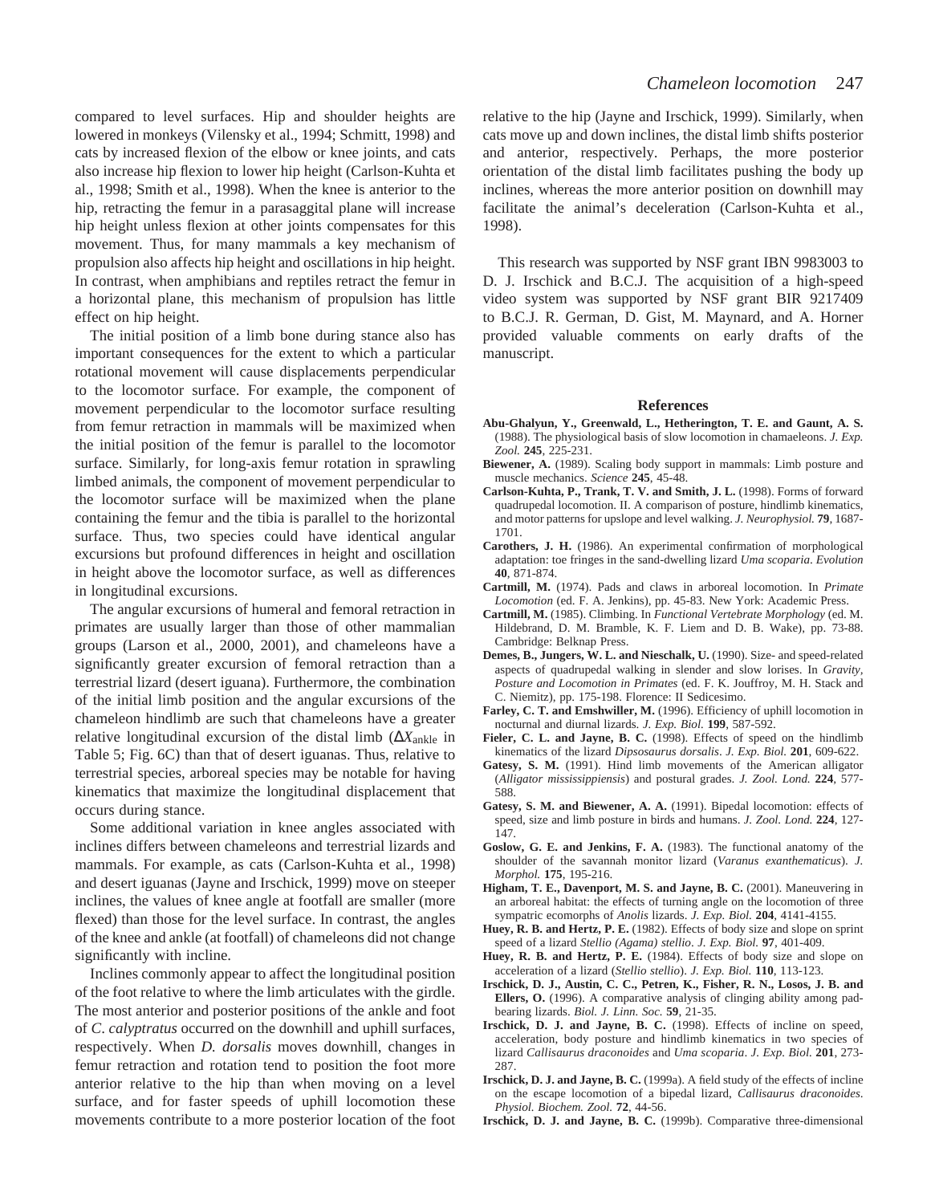compared to level surfaces. Hip and shoulder heights are lowered in monkeys (Vilensky et al., 1994; Schmitt, 1998) and cats by increased flexion of the elbow or knee joints, and cats also increase hip flexion to lower hip height (Carlson-Kuhta et al., 1998; Smith et al., 1998). When the knee is anterior to the hip, retracting the femur in a parasaggital plane will increase hip height unless flexion at other joints compensates for this movement. Thus, for many mammals a key mechanism of propulsion also affects hip height and oscillations in hip height. In contrast, when amphibians and reptiles retract the femur in a horizontal plane, this mechanism of propulsion has little effect on hip height.

The initial position of a limb bone during stance also has important consequences for the extent to which a particular rotational movement will cause displacements perpendicular to the locomotor surface. For example, the component of movement perpendicular to the locomotor surface resulting from femur retraction in mammals will be maximized when the initial position of the femur is parallel to the locomotor surface. Similarly, for long-axis femur rotation in sprawling limbed animals, the component of movement perpendicular to the locomotor surface will be maximized when the plane containing the femur and the tibia is parallel to the horizontal surface. Thus, two species could have identical angular excursions but profound differences in height and oscillation in height above the locomotor surface, as well as differences in longitudinal excursions.

The angular excursions of humeral and femoral retraction in primates are usually larger than those of other mammalian groups (Larson et al., 2000, 2001), and chameleons have a significantly greater excursion of femoral retraction than a terrestrial lizard (desert iguana). Furthermore, the combination of the initial limb position and the angular excursions of the chameleon hindlimb are such that chameleons have a greater relative longitudinal excursion of the distal limb ($\Delta X_{\mathrm{ankle}}$ in Table 5; Fig. 6C) than that of desert iguanas. Thus, relative to terrestrial species, arboreal species may be notable for having kinematics that maximize the longitudinal displacement that occurs during stance.

Some additional variation in knee angles associated with inclines differs between chameleons and terrestrial lizards and mammals. For example, as cats (Carlson-Kuhta et al., 1998) and desert iguanas (Jayne and Irschick, 1999) move on steeper inclines, the values of knee angle at footfall are smaller (more flexed) than those for the level surface. In contrast, the angles of the knee and ankle (at footfall) of chameleons did not change significantly with incline.

Inclines commonly appear to affect the longitudinal position of the foot relative to where the limb articulates with the girdle. The most anterior and posterior positions of the ankle and foot of *C. calyptratus* occurred on the downhill and uphill surfaces, respectively. When *D. dorsalis* moves downhill, changes in femur retraction and rotation tend to position the foot more anterior relative to the hip than when moving on a level surface, and for faster speeds of uphill locomotion these movements contribute to a more posterior location of the foot relative to the hip (Jayne and Irschick, 1999). Similarly, when cats move up and down inclines, the distal limb shifts posterior and anterior, respectively. Perhaps, the more posterior orientation of the distal limb facilitates pushing the body up inclines, whereas the more anterior position on downhill may facilitate the animal's deceleration (Carlson-Kuhta et al., 1998).

This research was supported by NSF grant IBN 9983003 to D. J. Irschick and B.C.J. The acquisition of a high-speed video system was supported by NSF grant BIR 9217409 to B.C.J. R. German, D. Gist, M. Maynard, and A. Horner provided valuable comments on early drafts of the manuscript.

## References

**Abu-Ghalyun, Y., Greenwald, L., Hetherington, T. E. and Gaunt, A. S.** (1988). The physiological basis of slow locomotion in chamaeleons. *J. Exp. Zool.* **245**, 225-231.

**Biewener, A.** (1989). Scaling body support in mammals: Limb posture and muscle mechanics. *Science* **245**, 45-48.

**Carlson-Kuhta, P., Trank, T. V. and Smith, J. L.** (1998). Forms of forward quadrupedal locomotion. II. A comparison of posture, hindlimb kinematics, and motor patterns for upslope and level walking. *J. Neurophysiol.* **79**, 1687-1701.

**Carothers, J. H.** (1986). An experimental confirmation of morphological adaptation: toe fringes in the sand-dwelling lizard *Uma scoparia*. *Evolution* **40**, 871-874.

**Cartmill, M.** (1974). Pads and claws in arboreal locomotion. In *Primate Locomotion* (ed. F. A. Jenkins), pp. 45-83. New York: Academic Press.

**Cartmill, M.** (1985). Climbing. In *Functional Vertebrate Morphology* (ed. M. Hildebrand, D. M. Bramble, K. F. Liem and D. B. Wake), pp. 73-88. Cambridge: Belknap Press.

**Demes, B., Jungers, W. L. and Nieschalk, U.** (1990). Size- and speed-related aspects of quadrupedal walking in slender and slow lorises. In *Gravity, Posture and Locomotion in Primates* (ed. F. K. Jouffroy, M. H. Stack and C. Niemitz), pp. 175-198. Florence: II Sedicesimo.

**Farley, C. T. and Emshwiller, M.** (1996). Efficiency of uphill locomotion in nocturnal and diurnal lizards. *J. Exp. Biol.* **199**, 587-592.

**Fieler, C. L. and Jayne, B. C.** (1998). Effects of speed on the hindlimb kinematics of the lizard *Dipsosaurus dorsalis*. *J. Exp. Biol.* **201**, 609-622.

**Gatesy, S. M.** (1991). Hind limb movements of the American alligator (*Alligator mississippiensis*) and postural grades. *J. Zool. Lond.* **224**, 577-588.

**Gatesy, S. M. and Biewener, A. A.** (1991). Bipedal locomotion: effects of speed, size and limb posture in birds and humans. *J. Zool. Lond.* **224**, 127-147.

**Goslow, G. E. and Jenkins, F. A.** (1983). The functional anatomy of the shoulder of the savannah monitor lizard (*Varanus exanthematicus*). *J. Morphol.* **175**, 195-216.

**Higham, T. E., Davenport, M. S. and Jayne, B. C.** (2001). Maneuvering in an arboreal habitat: the effects of turning angle on the locomotion of three sympatric ecomorphs of *Anolis* lizards. *J. Exp. Biol.* **204**, 4141-4155.

**Huey, R. B. and Hertz, P. E.** (1982). Effects of body size and slope on sprint speed of a lizard *Stellio (Agama) stellio*. *J. Exp. Biol.* **97**, 401-409.

**Huey, R. B. and Hertz, P. E.** (1984). Effects of body size and slope on acceleration of a lizard (*Stellio stellio*). *J. Exp. Biol.* **110**, 113-123.

**Irschick, D. J., Austin, C. C., Petren, K., Fisher, R. N., Losos, J. B. and Ellers, O.** (1996). A comparative analysis of clinging ability among pad-bearing lizards. *Biol. J. Linn. Soc.* **59**, 21-35.

**Irschick, D. J. and Jayne, B. C.** (1998). Effects of incline on speed, acceleration, body posture and hindlimb kinematics in two species of lizard *Callisaurus draconoides* and *Uma scoparia*. *J. Exp. Biol.* **201**, 273-287.

**Irschick, D. J. and Jayne, B. C.** (1999a). A field study of the effects of incline on the escape locomotion of a bipedal lizard, *Callisaurus draconoides*. *Physiol. Biochem. Zool.* **72**, 44-56.

**Irschick, D. J. and Jayne, B. C.** (1999b). Comparative three-dimensional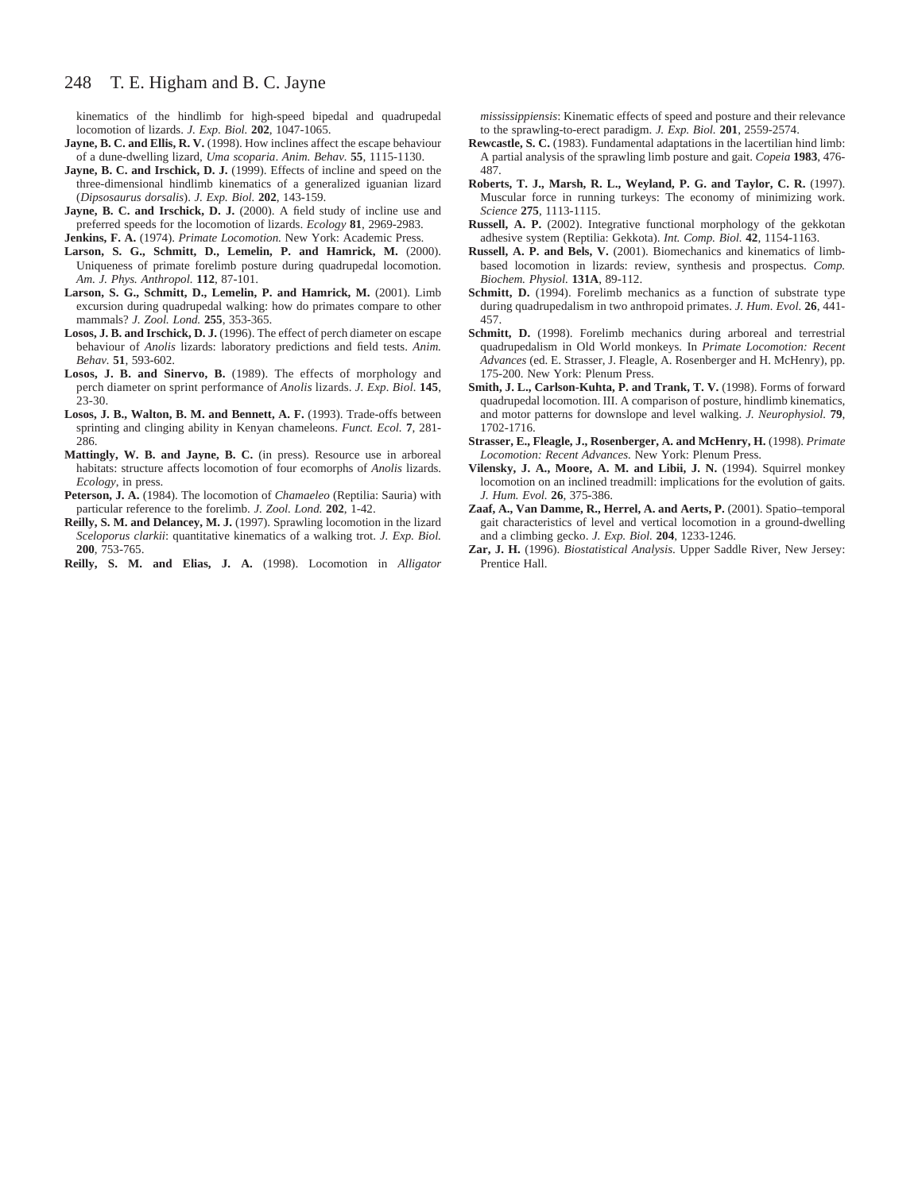kinematics of the hindlimb for high-speed bipedal and quadrupedal locomotion of lizards. *J. Exp. Biol.* **202**, 1047-1065.

**Jayne, B. C. and Ellis, R. V.** (1998). How inclines affect the escape behaviour of a dune-dwelling lizard, *Uma scoparia*. *Anim. Behav.* **55**, 1115-1130.

**Jayne, B. C. and Irschick, D. J.** (1999). Effects of incline and speed on the three-dimensional hindlimb kinematics of a generalized iguanian lizard (*Dipsosaurus dorsalis*). *J. Exp. Biol.* **202**, 143-159.

**Jayne, B. C. and Irschick, D. J.** (2000). A field study of incline use and preferred speeds for the locomotion of lizards. *Ecology* **81**, 2969-2983.

**Jenkins, F. A.** (1974). *Primate Locomotion.* New York: Academic Press.

**Larson, S. G., Schmitt, D., Lemelin, P. and Hamrick, M.** (2000). Uniqueness of primate forelimb posture during quadrupedal locomotion. *Am. J. Phys. Anthropol.* **112**, 87-101.

**Larson, S. G., Schmitt, D., Lemelin, P. and Hamrick, M.** (2001). Limb excursion during quadrupedal walking: how do primates compare to other mammals? *J. Zool. Lond.* **255**, 353-365.

**Losos, J. B. and Irschick, D. J.** (1996). The effect of perch diameter on escape behaviour of *Anolis* lizards: laboratory predictions and field tests. *Anim. Behav.* **51**, 593-602.

**Losos, J. B. and Sinervo, B.** (1989). The effects of morphology and perch diameter on sprint performance of *Anolis* lizards. *J. Exp. Biol.* **145**, 23-30.

**Losos, J. B., Walton, B. M. and Bennett, A. F.** (1993). Trade-offs between sprinting and clinging ability in Kenyan chameleons. *Funct. Ecol.* **7**, 281-286.

**Mattingly, W. B. and Jayne, B. C.** (in press). Resource use in arboreal habitats: structure affects locomotion of four ecomorphs of *Anolis* lizards. *Ecology*, in press.

**Peterson, J. A.** (1984). The locomotion of *Chamaeleo* (Reptilia: Sauria) with particular reference to the forelimb. *J. Zool. Lond.* **202**, 1-42.

**Reilly, S. M. and Delancey, M. J.** (1997). Sprawling locomotion in the lizard *Sceloporus clarkii*: quantitative kinematics of a walking trot. *J. Exp. Biol.* **200**, 753-765.

**Reilly, S. M. and Elias, J. A.** (1998). Locomotion in *Alligator mississippiensis*: Kinematic effects of speed and posture and their relevance to the sprawling-to-erect paradigm. *J. Exp. Biol.* **201**, 2559-2574.

**Rewcastle, S. C.** (1983). Fundamental adaptations in the lacertilian hind limb: A partial analysis of the sprawling limb posture and gait. *Copeia* **1983**, 476-487.

**Roberts, T. J., Marsh, R. L., Weyland, P. G. and Taylor, C. R.** (1997). Muscular force in running turkeys: The economy of minimizing work. *Science* **275**, 1113-1115.

**Russell, A. P.** (2002). Integrative functional morphology of the gekkotan adhesive system (Reptilia: Gekkota). *Int. Comp. Biol.* **42**, 1154-1163.

**Russell, A. P. and Bels, V.** (2001). Biomechanics and kinematics of limb-based locomotion in lizards: review, synthesis and prospectus. *Comp. Biochem. Physiol.* **131A**, 89-112.

**Schmitt, D.** (1994). Forelimb mechanics as a function of substrate type during quadrupedalism in two anthropoid primates. *J. Hum. Evol.* **26**, 441-457.

**Schmitt, D.** (1998). Forelimb mechanics during arboreal and terrestrial quadrupedalism in Old World monkeys. In *Primate Locomotion: Recent Advances* (ed. E. Strasser, J. Fleagle, A. Rosenberger and H. McHenry), pp. 175-200. New York: Plenum Press.

**Smith, J. L., Carlson-Kuhta, P. and Trank, T. V.** (1998). Forms of forward quadrupedal locomotion. III. A comparison of posture, hindlimb kinematics, and motor patterns for downslope and level walking. *J. Neurophysiol.* **79**, 1702-1716.

**Strasser, E., Fleagle, J., Rosenberger, A. and McHenry, H.** (1998). *Primate Locomotion: Recent Advances.* New York: Plenum Press.

**Vilensky, J. A., Moore, A. M. and Libii, J. N.** (1994). Squirrel monkey locomotion on an inclined treadmill: implications for the evolution of gaits. *J. Hum. Evol.* **26**, 375-386.

**Zaaf, A., Van Damme, R., Herrel, A. and Aerts, P.** (2001). Spatio–temporal gait characteristics of level and vertical locomotion in a ground-dwelling and a climbing gecko. *J. Exp. Biol.* **204**, 1233-1246.

**Zar, J. H.** (1996). *Biostatistical Analysis.* Upper Saddle River, New Jersey: Prentice Hall.